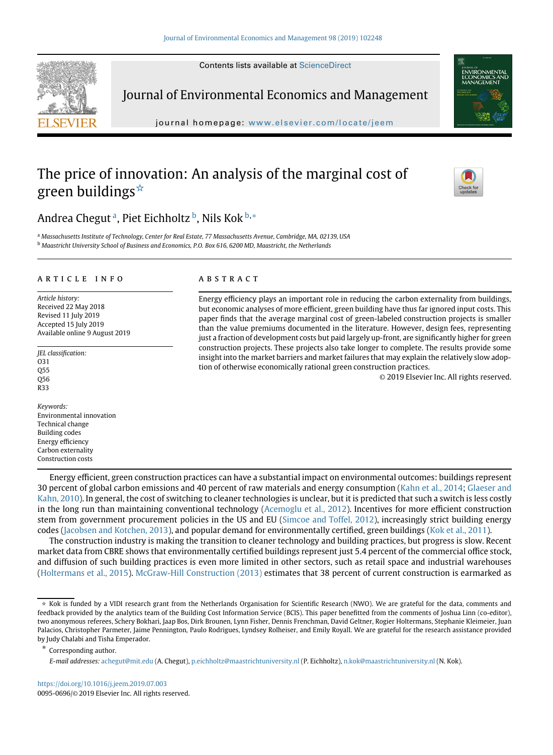# The price of innovation: An analysis of the marginal cost of green buildings ☆

Andrea Chegut [a], Piet Eichholtz [b], Nils Kok [b,*]

[a] *Massachusetts Institute of Technology, Center for Real Estate, 77 Massachusetts Avenue, Cambridge, MA, 02139, USA*

[b] *Maastricht University School of Business and Economics, P.O. Box 616, 6200 MD, Maastricht, the Netherlands*

## ARTICLE INFO

*Article history:*
Received 22 May 2018
Revised 11 July 2019
Accepted 15 July 2019
Available online 9 August 2019

*JEL classification:*
O31
Q55
Q56
R33

*Keywords:*
Environmental innovation
Technical change
Building codes
Energy efficiency
Carbon externality
Construction costs

## ABSTRACT

Energy efficiency plays an important role in reducing the carbon externality from buildings, but economic analyses of more efficient, green building have thus far ignored input costs. This paper finds that the average marginal cost of green-labeled construction projects is smaller than the value premiums documented in the literature. However, design fees, representing just a fraction of development costs but paid largely up-front, are significantly higher for green construction projects. These projects also take longer to complete. The results provide some insight into the market barriers and market failures that may explain the relatively slow adoption of otherwise economically rational green construction practices.

© 2019 Elsevier Inc. All rights reserved.

Energy efficient, green construction practices can have a substantial impact on environmental outcomes: buildings represent 30 percent of global carbon emissions and 40 percent of raw materials and energy consumption (Kahn et al., 2014; Glaeser and Kahn, 2010). In general, the cost of switching to cleaner technologies is unclear, but it is predicted that such a switch is less costly in the long run than maintaining conventional technology (Acemoglu et al., 2012). Incentives for more efficient construction stem from government procurement policies in the US and EU (Simcoe and Toffel, 2012), increasingly strict building energy codes (Jacobsen and Kotchen, 2013), and popular demand for environmentally certified, green buildings (Kok et al., 2011).

The construction industry is making the transition to cleaner technology and building practices, but progress is slow. Recent market data from CBRE shows that environmentally certified buildings represent just 5.4 percent of the commercial office stock, and diffusion of such building practices is even more limited in other sectors, such as retail space and industrial warehouses (Holtermans et al., 2015). McGraw-Hill Construction (2013) estimates that 38 percent of current construction is earmarked as

---

☆ Kok is funded by a VIDI research grant from the Netherlands Organisation for Scientific Research (NWO). We are grateful for the data, comments and feedback provided by the analytics team of the Building Cost Information Service (BCIS). This paper benefitted from the comments of Joshua Linn (co-editor), two anonymous referees, Schery Bokhari, Jaap Bos, Dirk Brounen, Lynn Fisher, Dennis Frenchman, David Geltner, Rogier Holtermans, Stephanie Kleimeier, Juan Palacios, Christopher Parmeter, Jaime Pennington, Paulo Rodrigues, Lyndsey Rolheiser, and Emily Royall. We are grateful for the research assistance provided by Judy Chalabi and Tisha Emperador.

\* Corresponding author.

*E-mail addresses:* achegut@mit.edu (A. Chegut), p.eichholtz@maastrichtuniversity.nl (P. Eichholtz), n.kok@maastrichtuniversity.nl (N. Kok).

https://doi.org/10.1016/j.jeem.2019.07.003
0095-0696/© 2019 Elsevier Inc. All rights reserved.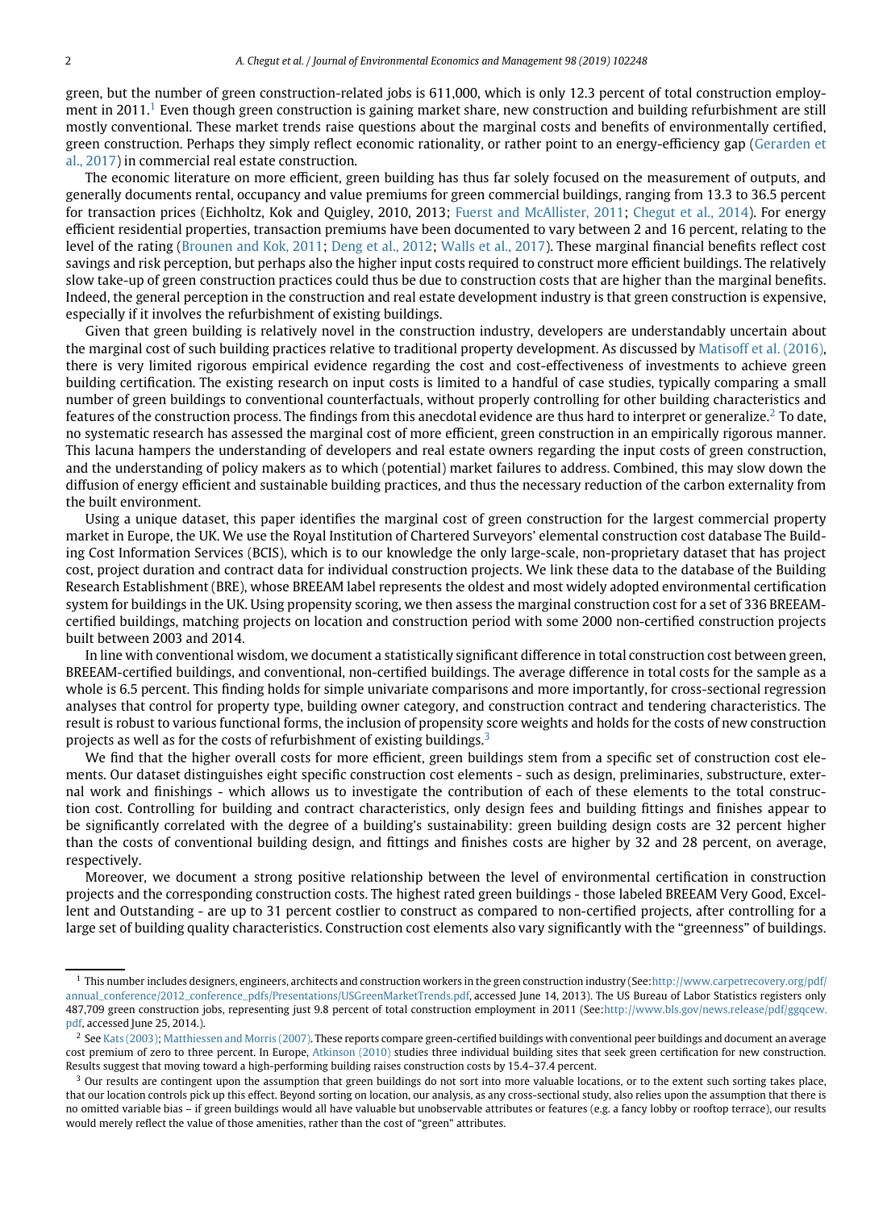green, but the number of green construction-related jobs is 611,000, which is only 12.3 percent of total construction employment in 2011.[1] Even though green construction is gaining market share, new construction and building refurbishment are still mostly conventional. These market trends raise questions about the marginal costs and benefits of environmentally certified, green construction. Perhaps they simply reflect economic rationality, or rather point to an energy-efficiency gap (Gerarden et al., 2017) in commercial real estate construction.

The economic literature on more efficient, green building has thus far solely focused on the measurement of outputs, and generally documents rental, occupancy and value premiums for green commercial buildings, ranging from 13.3 to 36.5 percent for transaction prices (Eichholtz, Kok and Quigley, 2010, 2013; Fuerst and McAllister, 2011; Chegut et al., 2014). For energy efficient residential properties, transaction premiums have been documented to vary between 2 and 16 percent, relating to the level of the rating (Brounen and Kok, 2011; Deng et al., 2012; Walls et al., 2017). These marginal financial benefits reflect cost savings and risk perception, but perhaps also the higher input costs required to construct more efficient buildings. The relatively slow take-up of green construction practices could thus be due to construction costs that are higher than the marginal benefits. Indeed, the general perception in the construction and real estate development industry is that green construction is expensive, especially if it involves the refurbishment of existing buildings.

Given that green building is relatively novel in the construction industry, developers are understandably uncertain about the marginal cost of such building practices relative to traditional property development. As discussed by Matisoff et al. (2016), there is very limited rigorous empirical evidence regarding the cost and cost-effectiveness of investments to achieve green building certification. The existing research on input costs is limited to a handful of case studies, typically comparing a small number of green buildings to conventional counterfactuals, without properly controlling for other building characteristics and features of the construction process. The findings from this anecdotal evidence are thus hard to interpret or generalize.[2] To date, no systematic research has assessed the marginal cost of more efficient, green construction in an empirically rigorous manner. This lacuna hampers the understanding of developers and real estate owners regarding the input costs of green construction, and the understanding of policy makers as to which (potential) market failures to address. Combined, this may slow down the diffusion of energy efficient and sustainable building practices, and thus the necessary reduction of the carbon externality from the built environment.

Using a unique dataset, this paper identifies the marginal cost of green construction for the largest commercial property market in Europe, the UK. We use the Royal Institution of Chartered Surveyors' elemental construction cost database The Building Cost Information Services (BCIS), which is to our knowledge the only large-scale, non-proprietary dataset that has project cost, project duration and contract data for individual construction projects. We link these data to the database of the Building Research Establishment (BRE), whose BREEAM label represents the oldest and most widely adopted environmental certification system for buildings in the UK. Using propensity scoring, we then assess the marginal construction cost for a set of 336 BREEAM-certified buildings, matching projects on location and construction period with some 2000 non-certified construction projects built between 2003 and 2014.

In line with conventional wisdom, we document a statistically significant difference in total construction cost between green, BREEAM-certified buildings, and conventional, non-certified buildings. The average difference in total costs for the sample as a whole is 6.5 percent. This finding holds for simple univariate comparisons and more importantly, for cross-sectional regression analyses that control for property type, building owner category, and construction contract and tendering characteristics. The result is robust to various functional forms, the inclusion of propensity score weights and holds for the costs of new construction projects as well as for the costs of refurbishment of existing buildings.[3]

We find that the higher overall costs for more efficient, green buildings stem from a specific set of construction cost elements. Our dataset distinguishes eight specific construction cost elements - such as design, preliminaries, substructure, external work and finishings - which allows us to investigate the contribution of each of these elements to the total construction cost. Controlling for building and contract characteristics, only design fees and building fittings and finishes appear to be significantly correlated with the degree of a building's sustainability: green building design costs are 32 percent higher than the costs of conventional building design, and fittings and finishes costs are higher by 32 and 28 percent, on average, respectively.

Moreover, we document a strong positive relationship between the level of environmental certification in construction projects and the corresponding construction costs. The highest rated green buildings - those labeled BREEAM Very Good, Excellent and Outstanding - are up to 31 percent costlier to construct as compared to non-certified projects, after controlling for a large set of building quality characteristics. Construction cost elements also vary significantly with the "greenness" of buildings.

---

[1] This number includes designers, engineers, architects and construction workers in the green construction industry (See: http://www.carpetrecovery.org/pdf/annual_conference/2012_conference_pdfs/Presentations/USGreenMarketTrends.pdf, accessed June 14, 2013). The US Bureau of Labor Statistics registers only 487,709 green construction jobs, representing just 9.8 percent of total construction employment in 2011 (See: http://www.bls.gov/news.release/pdf/ggqcew.pdf, accessed June 25, 2014.).

[2] See Kats (2003); Matthiessen and Morris (2007). These reports compare green-certified buildings with conventional peer buildings and document an average cost premium of zero to three percent. In Europe, Atkinson (2010) studies three individual building sites that seek green certification for new construction. Results suggest that moving toward a high-performing building raises construction costs by 15.4–37.4 percent.

[3] Our results are contingent upon the assumption that green buildings do not sort into more valuable locations, or to the extent such sorting takes place, that our location controls pick up this effect. Beyond sorting on location, our analysis, as any cross-sectional study, also relies upon the assumption that there is no omitted variable bias – if green buildings would all have valuable but unobservable attributes or features (e.g. a fancy lobby or rooftop terrace), our results would merely reflect the value of those amenities, rather than the cost of "green" attributes.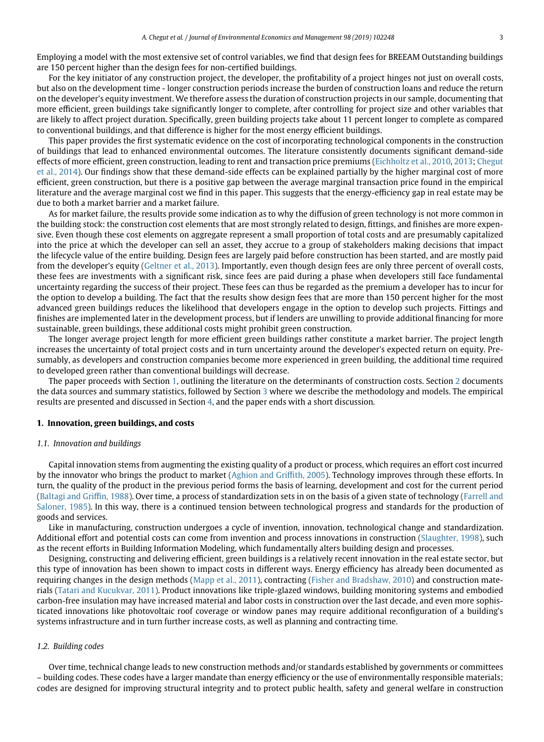Employing a model with the most extensive set of control variables, we find that design fees for BREEAM Outstanding buildings are 150 percent higher than the design fees for non-certified buildings.

For the key initiator of any construction project, the developer, the profitability of a project hinges not just on overall costs, but also on the development time - longer construction periods increase the burden of construction loans and reduce the return on the developer's equity investment. We therefore assess the duration of construction projects in our sample, documenting that more efficient, green buildings take significantly longer to complete, after controlling for project size and other variables that are likely to affect project duration. Specifically, green building projects take about 11 percent longer to complete as compared to conventional buildings, and that difference is higher for the most energy efficient buildings.

This paper provides the first systematic evidence on the cost of incorporating technological components in the construction of buildings that lead to enhanced environmental outcomes. The literature consistently documents significant demand-side effects of more efficient, green construction, leading to rent and transaction price premiums (Eichholtz et al., 2010, 2013; Chegut et al., 2014). Our findings show that these demand-side effects can be explained partially by the higher marginal cost of more efficient, green construction, but there is a positive gap between the average marginal transaction price found in the empirical literature and the average marginal cost we find in this paper. This suggests that the energy-efficiency gap in real estate may be due to both a market barrier and a market failure.

As for market failure, the results provide some indication as to why the diffusion of green technology is not more common in the building stock: the construction cost elements that are most strongly related to design, fittings, and finishes are more expensive. Even though these cost elements on aggregate represent a small proportion of total costs and are presumably capitalized into the price at which the developer can sell an asset, they accrue to a group of stakeholders making decisions that impact the lifecycle value of the entire building. Design fees are largely paid before construction has been started, and are mostly paid from the developer's equity (Geltner et al., 2013). Importantly, even though design fees are only three percent of overall costs, these fees are investments with a significant risk, since fees are paid during a phase when developers still face fundamental uncertainty regarding the success of their project. These fees can thus be regarded as the premium a developer has to incur for the option to develop a building. The fact that the results show design fees that are more than 150 percent higher for the most advanced green buildings reduces the likelihood that developers engage in the option to develop such projects. Fittings and finishes are implemented later in the development process, but if lenders are unwilling to provide additional financing for more sustainable, green buildings, these additional costs might prohibit green construction.

The longer average project length for more efficient green buildings rather constitute a market barrier. The project length increases the uncertainty of total project costs and in turn uncertainty around the developer's expected return on equity. Presumably, as developers and construction companies become more experienced in green building, the additional time required to developed green rather than conventional buildings will decrease.

The paper proceeds with Section 1, outlining the literature on the determinants of construction costs. Section 2 documents the data sources and summary statistics, followed by Section 3 where we describe the methodology and models. The empirical results are presented and discussed in Section 4, and the paper ends with a short discussion.

## 1. Innovation, green buildings, and costs

### *1.1. Innovation and buildings*

Capital innovation stems from augmenting the existing quality of a product or process, which requires an effort cost incurred by the innovator who brings the product to market (Aghion and Griffith, 2005). Technology improves through these efforts. In turn, the quality of the product in the previous period forms the basis of learning, development and cost for the current period (Baltagi and Griffin, 1988). Over time, a process of standardization sets in on the basis of a given state of technology (Farrell and Saloner, 1985). In this way, there is a continued tension between technological progress and standards for the production of goods and services.

Like in manufacturing, construction undergoes a cycle of invention, innovation, technological change and standardization. Additional effort and potential costs can come from invention and process innovations in construction (Slaughter, 1998), such as the recent efforts in Building Information Modeling, which fundamentally alters building design and processes.

Designing, constructing and delivering efficient, green buildings is a relatively recent innovation in the real estate sector, but this type of innovation has been shown to impact costs in different ways. Energy efficiency has already been documented as requiring changes in the design methods (Mapp et al., 2011), contracting (Fisher and Bradshaw, 2010) and construction materials (Tatari and Kucukvar, 2011). Product innovations like triple-glazed windows, building monitoring systems and embodied carbon-free insulation may have increased material and labor costs in construction over the last decade, and even more sophisticated innovations like photovoltaic roof coverage or window panes may require additional reconfiguration of a building's systems infrastructure and in turn further increase costs, as well as planning and contracting time.

### *1.2. Building codes*

Over time, technical change leads to new construction methods and/or standards established by governments or committees – building codes. These codes have a larger mandate than energy efficiency or the use of environmentally responsible materials; codes are designed for improving structural integrity and to protect public health, safety and general welfare in construction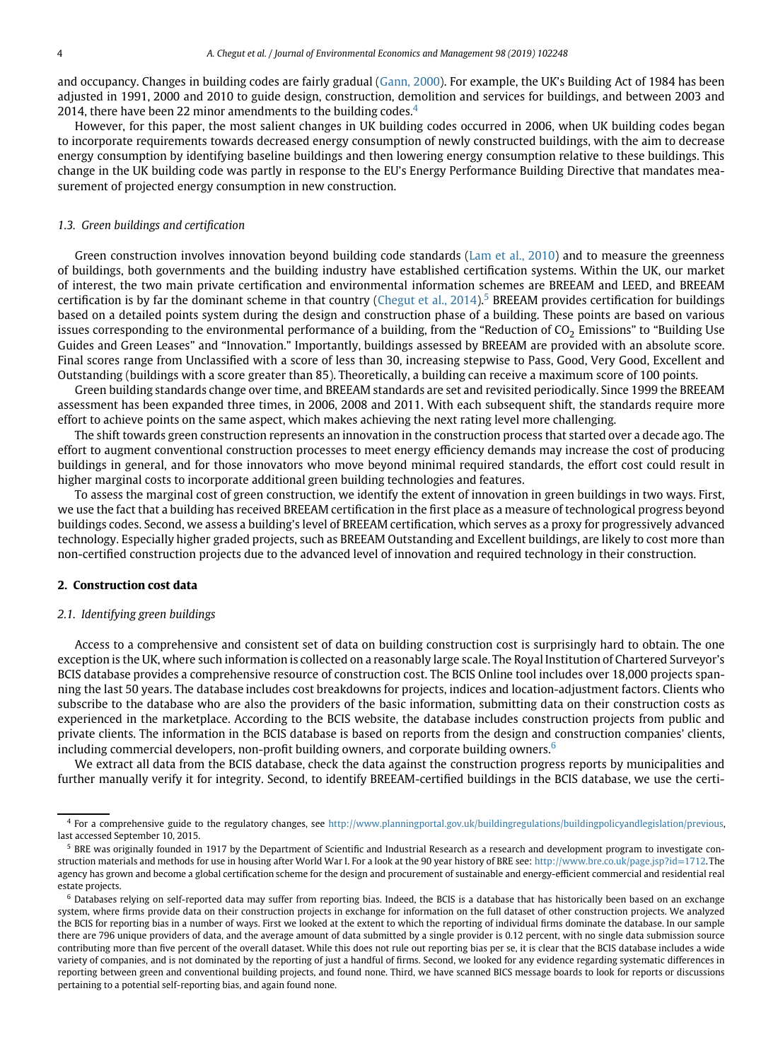and occupancy. Changes in building codes are fairly gradual (Gann, 2000). For example, the UK's Building Act of 1984 has been adjusted in 1991, 2000 and 2010 to guide design, construction, demolition and services for buildings, and between 2003 and 2014, there have been 22 minor amendments to the building codes.[4]

However, for this paper, the most salient changes in UK building codes occurred in 2006, when UK building codes began to incorporate requirements towards decreased energy consumption of newly constructed buildings, with the aim to decrease energy consumption by identifying baseline buildings and then lowering energy consumption relative to these buildings. This change in the UK building code was partly in response to the EU's Energy Performance Building Directive that mandates measurement of projected energy consumption in new construction.

### 1.3. Green buildings and certification

Green construction involves innovation beyond building code standards (Lam et al., 2010) and to measure the greenness of buildings, both governments and the building industry have established certification systems. Within the UK, our market of interest, the two main private certification and environmental information schemes are BREEAM and LEED, and BREEAM certification is by far the dominant scheme in that country (Chegut et al., 2014).[5] BREEAM provides certification for buildings based on a detailed points system during the design and construction phase of a building. These points are based on various issues corresponding to the environmental performance of a building, from the "Reduction of $CO_2$ Emissions" to "Building Use Guides and Green Leases" and "Innovation." Importantly, buildings assessed by BREEAM are provided with an absolute score. Final scores range from Unclassified with a score of less than 30, increasing stepwise to Pass, Good, Very Good, Excellent and Outstanding (buildings with a score greater than 85). Theoretically, a building can receive a maximum score of 100 points.

Green building standards change over time, and BREEAM standards are set and revisited periodically. Since 1999 the BREEAM assessment has been expanded three times, in 2006, 2008 and 2011. With each subsequent shift, the standards require more effort to achieve points on the same aspect, which makes achieving the next rating level more challenging.

The shift towards green construction represents an innovation in the construction process that started over a decade ago. The effort to augment conventional construction processes to meet energy efficiency demands may increase the cost of producing buildings in general, and for those innovators who move beyond minimal required standards, the effort cost could result in higher marginal costs to incorporate additional green building technologies and features.

To assess the marginal cost of green construction, we identify the extent of innovation in green buildings in two ways. First, we use the fact that a building has received BREEAM certification in the first place as a measure of technological progress beyond buildings codes. Second, we assess a building's level of BREEAM certification, which serves as a proxy for progressively advanced technology. Especially higher graded projects, such as BREEAM Outstanding and Excellent buildings, are likely to cost more than non-certified construction projects due to the advanced level of innovation and required technology in their construction.

## 2. Construction cost data

### 2.1. Identifying green buildings

Access to a comprehensive and consistent set of data on building construction cost is surprisingly hard to obtain. The one exception is the UK, where such information is collected on a reasonably large scale. The Royal Institution of Chartered Surveyor's BCIS database provides a comprehensive resource of construction cost. The BCIS Online tool includes over 18,000 projects spanning the last 50 years. The database includes cost breakdowns for projects, indices and location-adjustment factors. Clients who subscribe to the database who are also the providers of the basic information, submitting data on their construction costs as experienced in the marketplace. According to the BCIS website, the database includes construction projects from public and private clients. The information in the BCIS database is based on reports from the design and construction companies' clients, including commercial developers, non-profit building owners, and corporate building owners.[6]

We extract all data from the BCIS database, check the data against the construction progress reports by municipalities and further manually verify it for integrity. Second, to identify BREEAM-certified buildings in the BCIS database, we use the certi-

---

[4] For a comprehensive guide to the regulatory changes, see http://www.planningportal.gov.uk/buildingregulations/buildingpolicyandlegislation/previous, last accessed September 10, 2015.

[5] BRE was originally founded in 1917 by the Department of Scientific and Industrial Research as a research and development program to investigate construction materials and methods for use in housing after World War I. For a look at the 90 year history of BRE see: http://www.bre.co.uk/page.jsp?id=1712. The agency has grown and become a global certification scheme for the design and procurement of sustainable and energy-efficient commercial and residential real estate projects.

[6] Databases relying on self-reported data may suffer from reporting bias. Indeed, the BCIS is a database that has historically been based on an exchange system, where firms provide data on their construction projects in exchange for information on the full dataset of other construction projects. We analyzed the BCIS for reporting bias in a number of ways. First we looked at the extent to which the reporting of individual firms dominate the database. In our sample there are 796 unique providers of data, and the average amount of data submitted by a single provider is 0.12 percent, with no single data submission source contributing more than five percent of the overall dataset. While this does not rule out reporting bias per se, it is clear that the BCIS database includes a wide variety of companies, and is not dominated by the reporting of just a handful of firms. Second, we looked for any evidence regarding systematic differences in reporting between green and conventional building projects, and found none. Third, we have scanned BICS message boards to look for reports or discussions pertaining to a potential self-reporting bias, and again found none.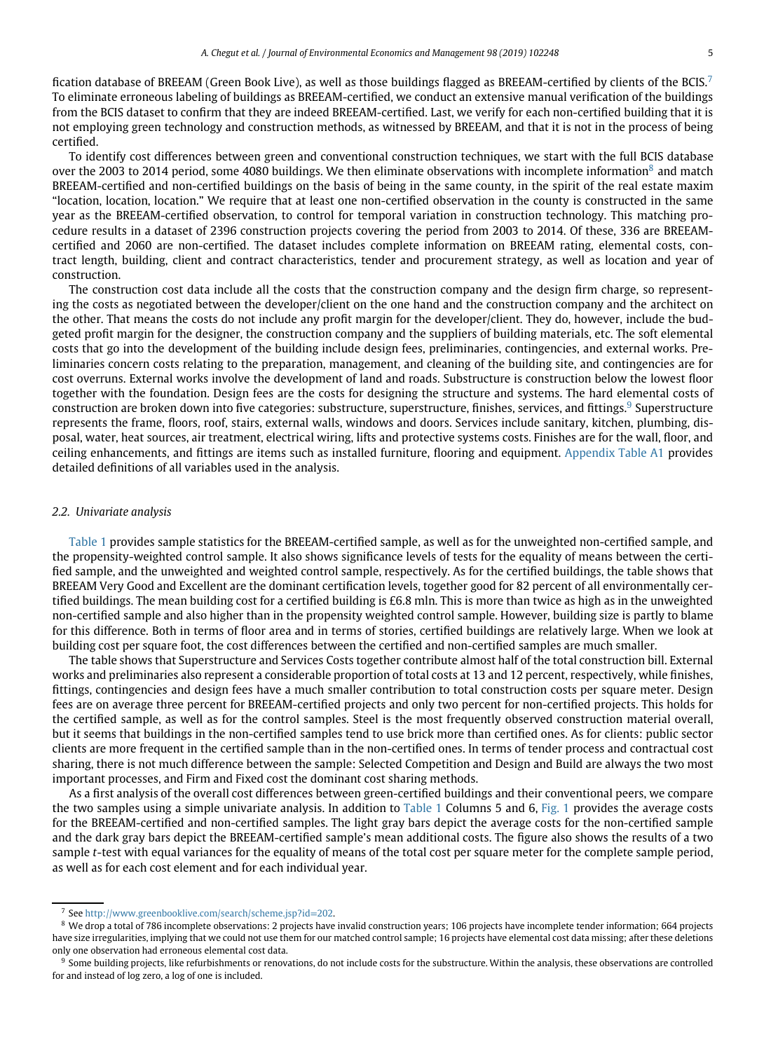fication database of BREEAM (Green Book Live), as well as those buildings flagged as BREEAM-certified by clients of the BCIS.[7] To eliminate erroneous labeling of buildings as BREEAM-certified, we conduct an extensive manual verification of the buildings from the BCIS dataset to confirm that they are indeed BREEAM-certified. Last, we verify for each non-certified building that it is not employing green technology and construction methods, as witnessed by BREEAM, and that it is not in the process of being certified.

To identify cost differences between green and conventional construction techniques, we start with the full BCIS database over the 2003 to 2014 period, some 4080 buildings. We then eliminate observations with incomplete information[8] and match BREEAM-certified and non-certified buildings on the basis of being in the same county, in the spirit of the real estate maxim "location, location, location." We require that at least one non-certified observation in the county is constructed in the same year as the BREEAM-certified observation, to control for temporal variation in construction technology. This matching procedure results in a dataset of 2396 construction projects covering the period from 2003 to 2014. Of these, 336 are BREEAM-certified and 2060 are non-certified. The dataset includes complete information on BREEAM rating, elemental costs, contract length, building, client and contract characteristics, tender and procurement strategy, as well as location and year of construction.

The construction cost data include all the costs that the construction company and the design firm charge, so representing the costs as negotiated between the developer/client on the one hand and the construction company and the architect on the other. That means the costs do not include any profit margin for the developer/client. They do, however, include the budgeted profit margin for the designer, the construction company and the suppliers of building materials, etc. The soft elemental costs that go into the development of the building include design fees, preliminaries, contingencies, and external works. Preliminaries concern costs relating to the preparation, management, and cleaning of the building site, and contingencies are for cost overruns. External works involve the development of land and roads. Substructure is construction below the lowest floor together with the foundation. Design fees are the costs for designing the structure and systems. The hard elemental costs of construction are broken down into five categories: substructure, superstructure, finishes, services, and fittings.[9] Superstructure represents the frame, floors, roof, stairs, external walls, windows and doors. Services include sanitary, kitchen, plumbing, disposal, water, heat sources, air treatment, electrical wiring, lifts and protective systems costs. Finishes are for the wall, floor, and ceiling enhancements, and fittings are items such as installed furniture, flooring and equipment. Appendix Table A1 provides detailed definitions of all variables used in the analysis.

### 2.2. Univariate analysis

Table 1 provides sample statistics for the BREEAM-certified sample, as well as for the unweighted non-certified sample, and the propensity-weighted control sample. It also shows significance levels of tests for the equality of means between the certified sample, and the unweighted and weighted control sample, respectively. As for the certified buildings, the table shows that BREEAM Very Good and Excellent are the dominant certification levels, together good for 82 percent of all environmentally certified buildings. The mean building cost for a certified building is £6.8 mln. This is more than twice as high as in the unweighted non-certified sample and also higher than in the propensity weighted control sample. However, building size is partly to blame for this difference. Both in terms of floor area and in terms of stories, certified buildings are relatively large. When we look at building cost per square foot, the cost differences between the certified and non-certified samples are much smaller.

The table shows that Superstructure and Services Costs together contribute almost half of the total construction bill. External works and preliminaries also represent a considerable proportion of total costs at 13 and 12 percent, respectively, while finishes, fittings, contingencies and design fees have a much smaller contribution to total construction costs per square meter. Design fees are on average three percent for BREEAM-certified projects and only two percent for non-certified projects. This holds for the certified sample, as well as for the control samples. Steel is the most frequently observed construction material overall, but it seems that buildings in the non-certified samples tend to use brick more than certified ones. As for clients: public sector clients are more frequent in the certified sample than in the non-certified ones. In terms of tender process and contractual cost sharing, there is not much difference between the sample: Selected Competition and Design and Build are always the two most important processes, and Firm and Fixed cost the dominant cost sharing methods.

As a first analysis of the overall cost differences between green-certified buildings and their conventional peers, we compare the two samples using a simple univariate analysis. In addition to Table 1 Columns 5 and 6, Fig. 1 provides the average costs for the BREEAM-certified and non-certified samples. The light gray bars depict the average costs for the non-certified sample and the dark gray bars depict the BREEAM-certified sample's mean additional costs. The figure also shows the results of a two sample $t$-test with equal variances for the equality of means of the total cost per square meter for the complete sample period, as well as for each cost element and for each individual year.

[7] See http://www.greenbooklive.com/search/scheme.jsp?id=202.

[8] We drop a total of 786 incomplete observations: 2 projects have invalid construction years; 106 projects have incomplete tender information; 664 projects have size irregularities, implying that we could not use them for our matched control sample; 16 projects have elemental cost data missing; after these deletions only one observation had erroneous elemental cost data.

[9] Some building projects, like refurbishments or renovations, do not include costs for the substructure. Within the analysis, these observations are controlled for and instead of log zero, a log of one is included.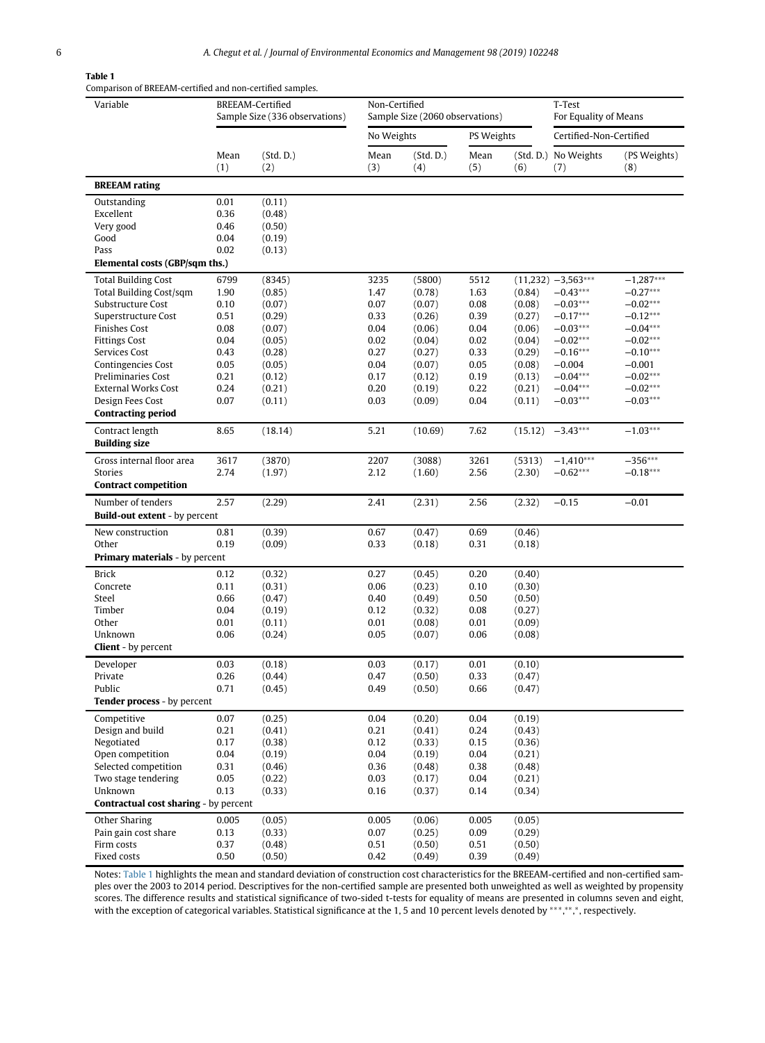**Table 1**
Comparison of BREEAM-certified and non-certified samples.

| Variable | BREEAM-Certified Sample Size (336 observations) | | Non-Certified Sample Size (2060 observations) | | | | T-Test For Equality of Means | |
|---|---|---|---|---|---|---|---|---|
| | | | No Weights | | PS Weights | | Certified-Non-Certified | |
| | Mean (1) | (Std. D.) (2) | Mean (3) | (Std. D.) (4) | Mean (5) | (Std. D.) (6) | No Weights (7) | (PS Weights) (8) |
| **BREEAM rating** | | | | | | | | |
| Outstanding | 0.01 | (0.11) | | | | | | |
| Excellent | 0.36 | (0.48) | | | | | | |
| Very good | 0.46 | (0.50) | | | | | | |
| Good | 0.04 | (0.19) | | | | | | |
| Pass | 0.02 | (0.13) | | | | | | |
| **Elemental costs (GBP/sqm ths.)** | | | | | | | | |
| Total Building Cost | 6799 | (8345) | 3235 | (5800) | 5512 | (11,232) | −3,563*** | −1,287*** |
| Total Building Cost/sqm | 1.90 | (0.85) | 1.47 | (0.78) | 1.63 | (0.84) | −0.43*** | −0.27*** |
| Substructure Cost | 0.10 | (0.07) | 0.07 | (0.07) | 0.08 | (0.08) | −0.03*** | −0.02*** |
| Superstructure Cost | 0.51 | (0.29) | 0.33 | (0.26) | 0.39 | (0.27) | −0.17*** | −0.12*** |
| Finishes Cost | 0.08 | (0.07) | 0.04 | (0.06) | 0.04 | (0.06) | −0.03*** | −0.04*** |
| Fittings Cost | 0.04 | (0.05) | 0.02 | (0.04) | 0.02 | (0.04) | −0.02*** | −0.02*** |
| Services Cost | 0.43 | (0.28) | 0.27 | (0.27) | 0.33 | (0.29) | −0.16*** | −0.10*** |
| Contingencies Cost | 0.05 | (0.05) | 0.04 | (0.07) | 0.05 | (0.08) | −0.004 | −0.001 |
| Preliminaries Cost | 0.21 | (0.12) | 0.17 | (0.12) | 0.19 | (0.13) | −0.04*** | −0.02*** |
| External Works Cost | 0.24 | (0.21) | 0.20 | (0.19) | 0.22 | (0.21) | −0.04*** | −0.02*** |
| Design Fees Cost | 0.07 | (0.11) | 0.03 | (0.09) | 0.04 | (0.11) | −0.03*** | −0.03*** |
| **Contracting period** | | | | | | | | |
| Contract length | 8.65 | (18.14) | 5.21 | (10.69) | 7.62 | (15.12) | −3.43*** | −1.03*** |
| **Building size** | | | | | | | | |
| Gross internal floor area | 3617 | (3870) | 2207 | (3088) | 3261 | (5313) | −1,410*** | −356*** |
| Stories | 2.74 | (1.97) | 2.12 | (1.60) | 2.56 | (2.30) | −0.62*** | −0.18*** |
| **Contract competition** | | | | | | | | |
| Number of tenders | 2.57 | (2.29) | 2.41 | (2.31) | 2.56 | (2.32) | −0.15 | −0.01 |
| **Build-out extent** - by percent | | | | | | | | |
| New construction | 0.81 | (0.39) | 0.67 | (0.47) | 0.69 | (0.46) | | |
| Other | 0.19 | (0.09) | 0.33 | (0.18) | 0.31 | (0.18) | | |
| **Primary materials** - by percent | | | | | | | | |
| Brick | 0.12 | (0.32) | 0.27 | (0.45) | 0.20 | (0.40) | | |
| Concrete | 0.11 | (0.31) | 0.06 | (0.23) | 0.10 | (0.30) | | |
| Steel | 0.66 | (0.47) | 0.40 | (0.49) | 0.50 | (0.50) | | |
| Timber | 0.04 | (0.19) | 0.12 | (0.32) | 0.08 | (0.27) | | |
| Other | 0.01 | (0.11) | 0.01 | (0.08) | 0.01 | (0.09) | | |
| Unknown | 0.06 | (0.24) | 0.05 | (0.07) | 0.06 | (0.08) | | |
| **Client** - by percent | | | | | | | | |
| Developer | 0.03 | (0.18) | 0.03 | (0.17) | 0.01 | (0.10) | | |
| Private | 0.26 | (0.44) | 0.47 | (0.50) | 0.33 | (0.47) | | |
| Public | 0.71 | (0.45) | 0.49 | (0.50) | 0.66 | (0.47) | | |
| **Tender process** - by percent | | | | | | | | |
| Competitive | 0.07 | (0.25) | 0.04 | (0.20) | 0.04 | (0.19) | | |
| Design and build | 0.21 | (0.41) | 0.21 | (0.41) | 0.24 | (0.43) | | |
| Negotiated | 0.17 | (0.38) | 0.12 | (0.33) | 0.15 | (0.36) | | |
| Open competition | 0.04 | (0.19) | 0.04 | (0.19) | 0.04 | (0.21) | | |
| Selected competition | 0.31 | (0.46) | 0.36 | (0.48) | 0.38 | (0.48) | | |
| Two stage tendering | 0.05 | (0.22) | 0.03 | (0.17) | 0.04 | (0.21) | | |
| Unknown | 0.13 | (0.33) | 0.16 | (0.37) | 0.14 | (0.34) | | |
| **Contractual cost sharing** - by percent | | | | | | | | |
| Other Sharing | 0.005 | (0.05) | 0.005 | (0.06) | 0.005 | (0.05) | | |
| Pain gain cost share | 0.13 | (0.33) | 0.07 | (0.25) | 0.09 | (0.29) | | |
| Firm costs | 0.37 | (0.48) | 0.51 | (0.50) | 0.51 | (0.50) | | |
| Fixed costs | 0.50 | (0.50) | 0.42 | (0.49) | 0.39 | (0.49) | | |

Notes: Table 1 highlights the mean and standard deviation of construction cost characteristics for the BREEAM-certified and non-certified samples over the 2003 to 2014 period. Descriptives for the non-certified sample are presented both unweighted as well as weighted by propensity scores. The difference results and statistical significance of two-sided t-tests for equality of means are presented in columns seven and eight, with the exception of categorical variables. Statistical significance at the 1, 5 and 10 percent levels denoted by ***,**,*, respectively.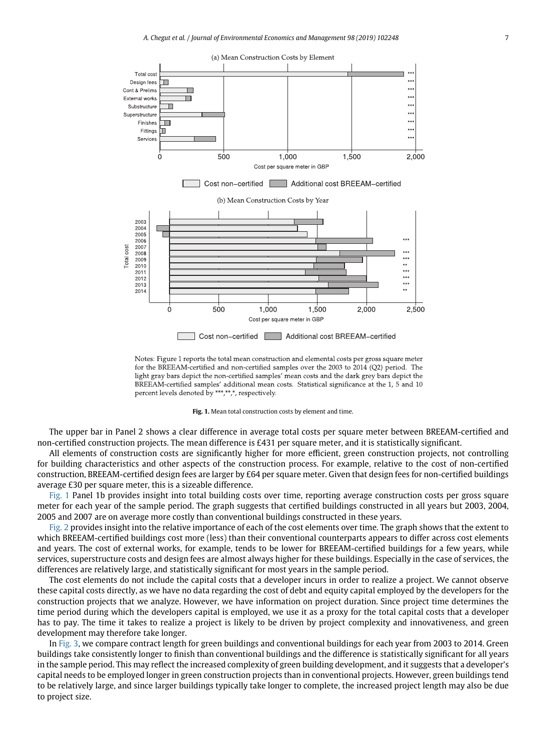Notes: Figure 1 reports the total mean construction and elemental costs per gross square meter for the BREEAM-certified and non-certified samples over the 2003 to 2014 (Q2) period. The light gray bars depict the non-certified samples' mean costs and the dark grey bars depict the BREEAM-certified samples' additional mean costs. Statistical significance at the 1, 5 and 10 percent levels denoted by ***,**,*, respectively.

**Fig. 1.** Mean total construction costs by element and time.

The upper bar in Panel 2 shows a clear difference in average total costs per square meter between BREEAM-certified and non-certified construction projects. The mean difference is £431 per square meter, and it is statistically significant.

All elements of construction costs are significantly higher for more efficient, green construction projects, not controlling for building characteristics and other aspects of the construction process. For example, relative to the cost of non-certified construction, BREEAM-certified design fees are larger by £64 per square meter. Given that design fees for non-certified buildings average £30 per square meter, this is a sizeable difference.

Fig. 1 Panel 1b provides insight into total building costs over time, reporting average construction costs per gross square meter for each year of the sample period. The graph suggests that certified buildings constructed in all years but 2003, 2004, 2005 and 2007 are on average more costly than conventional buildings constructed in these years.

Fig. 2 provides insight into the relative importance of each of the cost elements over time. The graph shows that the extent to which BREEAM-certified buildings cost more (less) than their conventional counterparts appears to differ across cost elements and years. The cost of external works, for example, tends to be lower for BREEAM-certified buildings for a few years, while services, superstructure costs and design fees are almost always higher for these buildings. Especially in the case of services, the differences are relatively large, and statistically significant for most years in the sample period.

The cost elements do not include the capital costs that a developer incurs in order to realize a project. We cannot observe these capital costs directly, as we have no data regarding the cost of debt and equity capital employed by the developers for the construction projects that we analyze. However, we have information on project duration. Since project time determines the time period during which the developers capital is employed, we use it as a proxy for the total capital costs that a developer has to pay. The time it takes to realize a project is likely to be driven by project complexity and innovativeness, and green development may therefore take longer.

In Fig. 3, we compare contract length for green buildings and conventional buildings for each year from 2003 to 2014. Green buildings take consistently longer to finish than conventional buildings and the difference is statistically significant for all years in the sample period. This may reflect the increased complexity of green building development, and it suggests that a developer's capital needs to be employed longer in green construction projects than in conventional projects. However, green buildings tend to be relatively large, and since larger buildings typically take longer to complete, the increased project length may also be due to project size.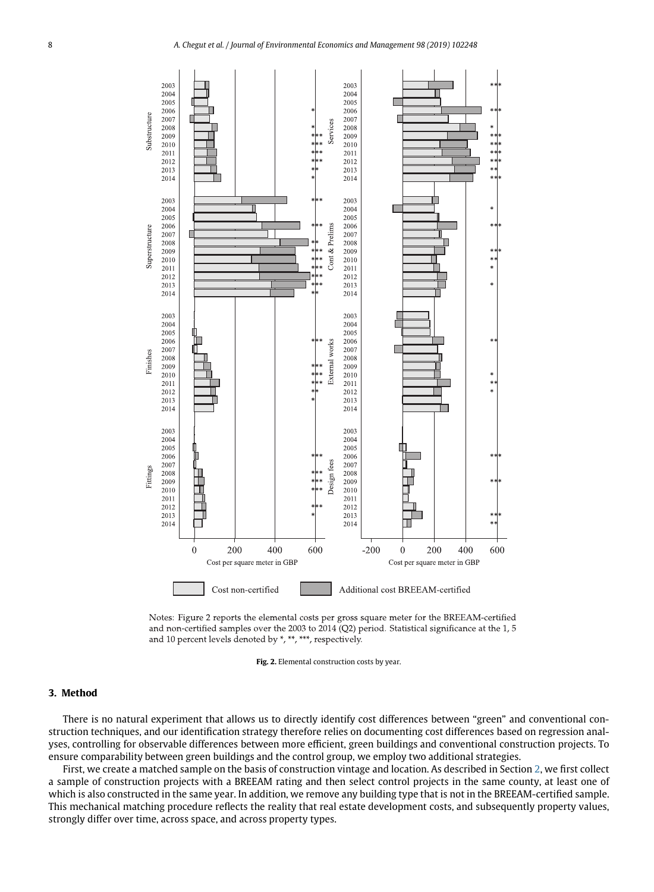Notes: Figure 2 reports the elemental costs per gross square meter for the BREEAM-certified and non-certified samples over the 2003 to 2014 (Q2) period. Statistical significance at the 1, 5 and 10 percent levels denoted by *, **, ***, respectively.

**Fig. 2.** Elemental construction costs by year.

## 3. Method

There is no natural experiment that allows us to directly identify cost differences between "green" and conventional construction techniques, and our identification strategy therefore relies on documenting cost differences based on regression analyses, controlling for observable differences between more efficient, green buildings and conventional construction projects. To ensure comparability between green buildings and the control group, we employ two additional strategies.

First, we create a matched sample on the basis of construction vintage and location. As described in Section 2, we first collect a sample of construction projects with a BREEAM rating and then select control projects in the same county, at least one of which is also constructed in the same year. In addition, we remove any building type that is not in the BREEAM-certified sample. This mechanical matching procedure reflects the reality that real estate development costs, and subsequently property values, strongly differ over time, across space, and across property types.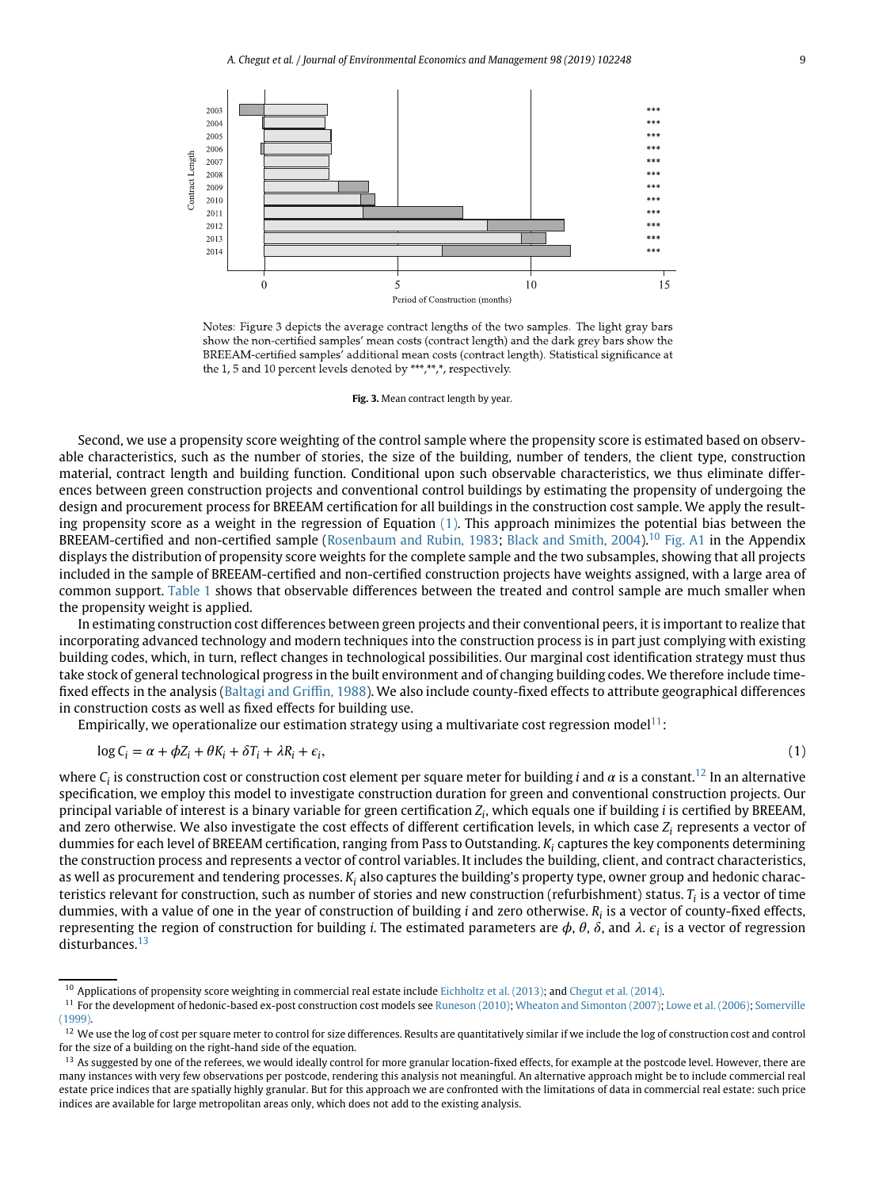Notes: Figure 3 depicts the average contract lengths of the two samples. The light gray bars show the non-certified samples' mean costs (contract length) and the dark grey bars show the BREEAM-certified samples' additional mean costs (contract length). Statistical significance at the 1, 5 and 10 percent levels denoted by \*\*\*,\*\*,\*, respectively.

**Fig. 3.** Mean contract length by year.

Second, we use a propensity score weighting of the control sample where the propensity score is estimated based on observable characteristics, such as the number of stories, the size of the building, number of tenders, the client type, construction material, contract length and building function. Conditional upon such observable characteristics, we thus eliminate differences between green construction projects and conventional control buildings by estimating the propensity of undergoing the design and procurement process for BREEAM certification for all buildings in the construction cost sample. We apply the resulting propensity score as a weight in the regression of Equation (1). This approach minimizes the potential bias between the BREEAM-certified and non-certified sample (Rosenbaum and Rubin, 1983; Black and Smith, 2004).[10] Fig. A1 in the Appendix displays the distribution of propensity score weights for the complete sample and the two subsamples, showing that all projects included in the sample of BREEAM-certified and non-certified construction projects have weights assigned, with a large area of common support. Table 1 shows that observable differences between the treated and control sample are much smaller when the propensity weight is applied.

In estimating construction cost differences between green projects and their conventional peers, it is important to realize that incorporating advanced technology and modern techniques into the construction process is in part just complying with existing building codes, which, in turn, reflect changes in technological possibilities. Our marginal cost identification strategy must thus take stock of general technological progress in the built environment and of changing building codes. We therefore include time-fixed effects in the analysis (Baltagi and Griffin, 1988). We also include county-fixed effects to attribute geographical differences in construction costs as well as fixed effects for building use.

Empirically, we operationalize our estimation strategy using a multivariate cost regression model[11]:

$$\log C_i = \alpha + \phi Z_i + \theta K_i + \delta T_i + \lambda R_i + \epsilon_i, \tag{1}$$

where $C_i$ is construction cost or construction cost element per square meter for building $i$ and $\alpha$ is a constant.[12] In an alternative specification, we employ this model to investigate construction duration for green and conventional construction projects. Our principal variable of interest is a binary variable for green certification $Z_i$, which equals one if building $i$ is certified by BREEAM, and zero otherwise. We also investigate the cost effects of different certification levels, in which case $Z_i$ represents a vector of dummies for each level of BREEAM certification, ranging from Pass to Outstanding. $K_i$ captures the key components determining the construction process and represents a vector of control variables. It includes the building, client, and contract characteristics, as well as procurement and tendering processes. $K_i$ also captures the building's property type, owner group and hedonic characteristics relevant for construction, such as number of stories and new construction (refurbishment) status. $T_i$ is a vector of time dummies, with a value of one in the year of construction of building $i$ and zero otherwise. $R_i$ is a vector of county-fixed effects, representing the region of construction for building $i$. The estimated parameters are $\phi$, $\theta$, $\delta$, and $\lambda$. $\epsilon_i$ is a vector of regression disturbances.[13]

---

[10] Applications of propensity score weighting in commercial real estate include Eichholtz et al. (2013); and Chegut et al. (2014).

[11] For the development of hedonic-based ex-post construction cost models see Runeson (2010); Wheaton and Simonton (2007); Lowe et al. (2006); Somerville (1999).

[12] We use the log of cost per square meter to control for size differences. Results are quantitatively similar if we include the log of construction cost and control for the size of a building on the right-hand side of the equation.

[13] As suggested by one of the referees, we would ideally control for more granular location-fixed effects, for example at the postcode level. However, there are many instances with very few observations per postcode, rendering this analysis not meaningful. An alternative approach might be to include commercial real estate price indices that are spatially highly granular. But for this approach we are confronted with the limitations of data in commercial real estate: such price indices are available for large metropolitan areas only, which does not add to the existing analysis.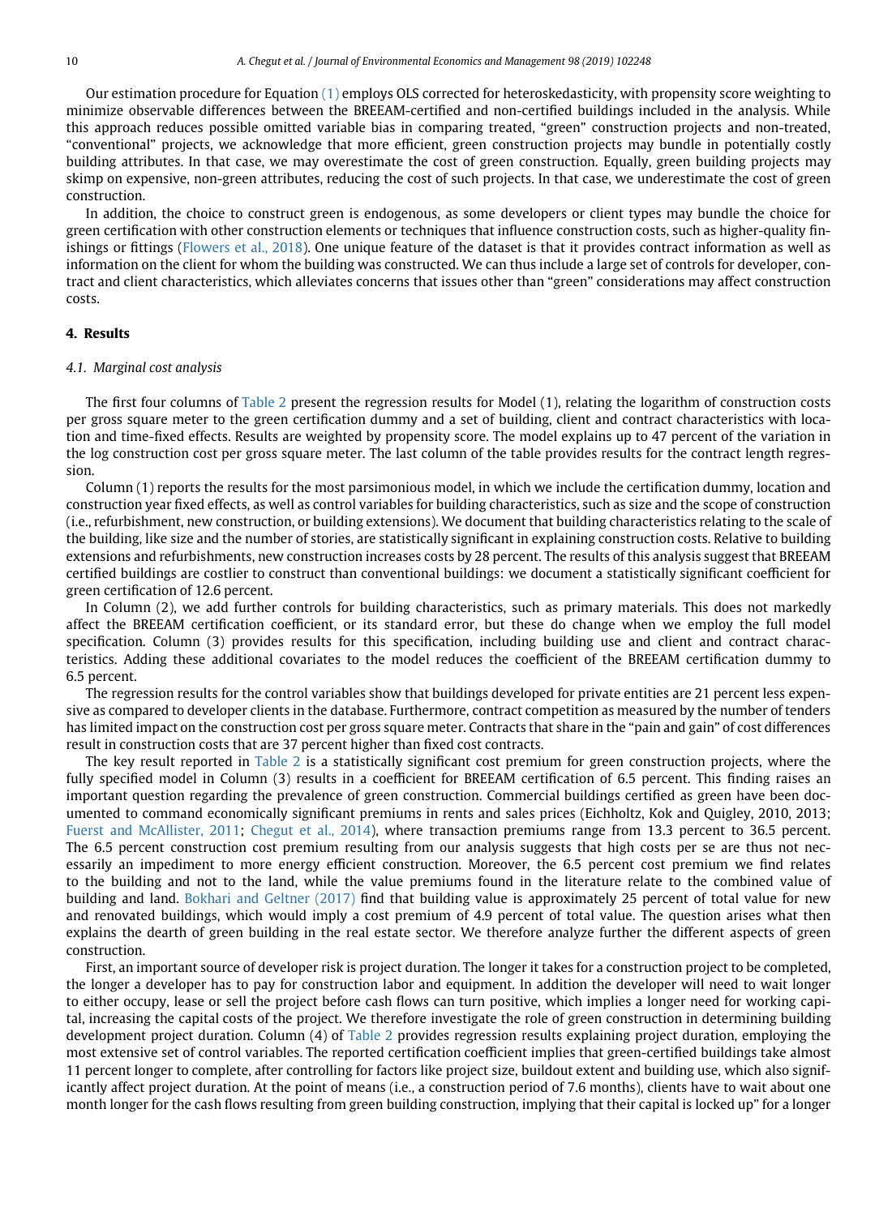Our estimation procedure for Equation (1) employs OLS corrected for heteroskedasticity, with propensity score weighting to minimize observable differences between the BREEAM-certified and non-certified buildings included in the analysis. While this approach reduces possible omitted variable bias in comparing treated, "green" construction projects and non-treated, "conventional" projects, we acknowledge that more efficient, green construction projects may bundle in potentially costly building attributes. In that case, we may overestimate the cost of green construction. Equally, green building projects may skimp on expensive, non-green attributes, reducing the cost of such projects. In that case, we underestimate the cost of green construction.

In addition, the choice to construct green is endogenous, as some developers or client types may bundle the choice for green certification with other construction elements or techniques that influence construction costs, such as higher-quality finishings or fittings (Flowers et al., 2018). One unique feature of the dataset is that it provides contract information as well as information on the client for whom the building was constructed. We can thus include a large set of controls for developer, contract and client characteristics, which alleviates concerns that issues other than "green" considerations may affect construction costs.

## 4. Results

### 4.1. Marginal cost analysis

The first four columns of Table 2 present the regression results for Model (1), relating the logarithm of construction costs per gross square meter to the green certification dummy and a set of building, client and contract characteristics with location and time-fixed effects. Results are weighted by propensity score. The model explains up to 47 percent of the variation in the log construction cost per gross square meter. The last column of the table provides results for the contract length regression.

Column (1) reports the results for the most parsimonious model, in which we include the certification dummy, location and construction year fixed effects, as well as control variables for building characteristics, such as size and the scope of construction (i.e., refurbishment, new construction, or building extensions). We document that building characteristics relating to the scale of the building, like size and the number of stories, are statistically significant in explaining construction costs. Relative to building extensions and refurbishments, new construction increases costs by 28 percent. The results of this analysis suggest that BREEAM certified buildings are costlier to construct than conventional buildings: we document a statistically significant coefficient for green certification of 12.6 percent.

In Column (2), we add further controls for building characteristics, such as primary materials. This does not markedly affect the BREEAM certification coefficient, or its standard error, but these do change when we employ the full model specification. Column (3) provides results for this specification, including building use and client and contract characteristics. Adding these additional covariates to the model reduces the coefficient of the BREEAM certification dummy to 6.5 percent.

The regression results for the control variables show that buildings developed for private entities are 21 percent less expensive as compared to developer clients in the database. Furthermore, contract competition as measured by the number of tenders has limited impact on the construction cost per gross square meter. Contracts that share in the "pain and gain" of cost differences result in construction costs that are 37 percent higher than fixed cost contracts.

The key result reported in Table 2 is a statistically significant cost premium for green construction projects, where the fully specified model in Column (3) results in a coefficient for BREEAM certification of 6.5 percent. This finding raises an important question regarding the prevalence of green construction. Commercial buildings certified as green have been documented to command economically significant premiums in rents and sales prices (Eichholtz, Kok and Quigley, 2010, 2013; Fuerst and McAllister, 2011; Chegut et al., 2014), where transaction premiums range from 13.3 percent to 36.5 percent. The 6.5 percent construction cost premium resulting from our analysis suggests that high costs per se are thus not necessarily an impediment to more energy efficient construction. Moreover, the 6.5 percent cost premium we find relates to the building and not to the land, while the value premiums found in the literature relate to the combined value of building and land. Bokhari and Geltner (2017) find that building value is approximately 25 percent of total value for new and renovated buildings, which would imply a cost premium of 4.9 percent of total value. The question arises what then explains the dearth of green building in the real estate sector. We therefore analyze further the different aspects of green construction.

First, an important source of developer risk is project duration. The longer it takes for a construction project to be completed, the longer a developer has to pay for construction labor and equipment. In addition the developer will need to wait longer to either occupy, lease or sell the project before cash flows can turn positive, which implies a longer need for working capital, increasing the capital costs of the project. We therefore investigate the role of green construction in determining building development project duration. Column (4) of Table 2 provides regression results explaining project duration, employing the most extensive set of control variables. The reported certification coefficient implies that green-certified buildings take almost 11 percent longer to complete, after controlling for factors like project size, buildout extent and building use, which also significantly affect project duration. At the point of means (i.e., a construction period of 7.6 months), clients have to wait about one month longer for the cash flows resulting from green building construction, implying that their capital is locked up" for a longer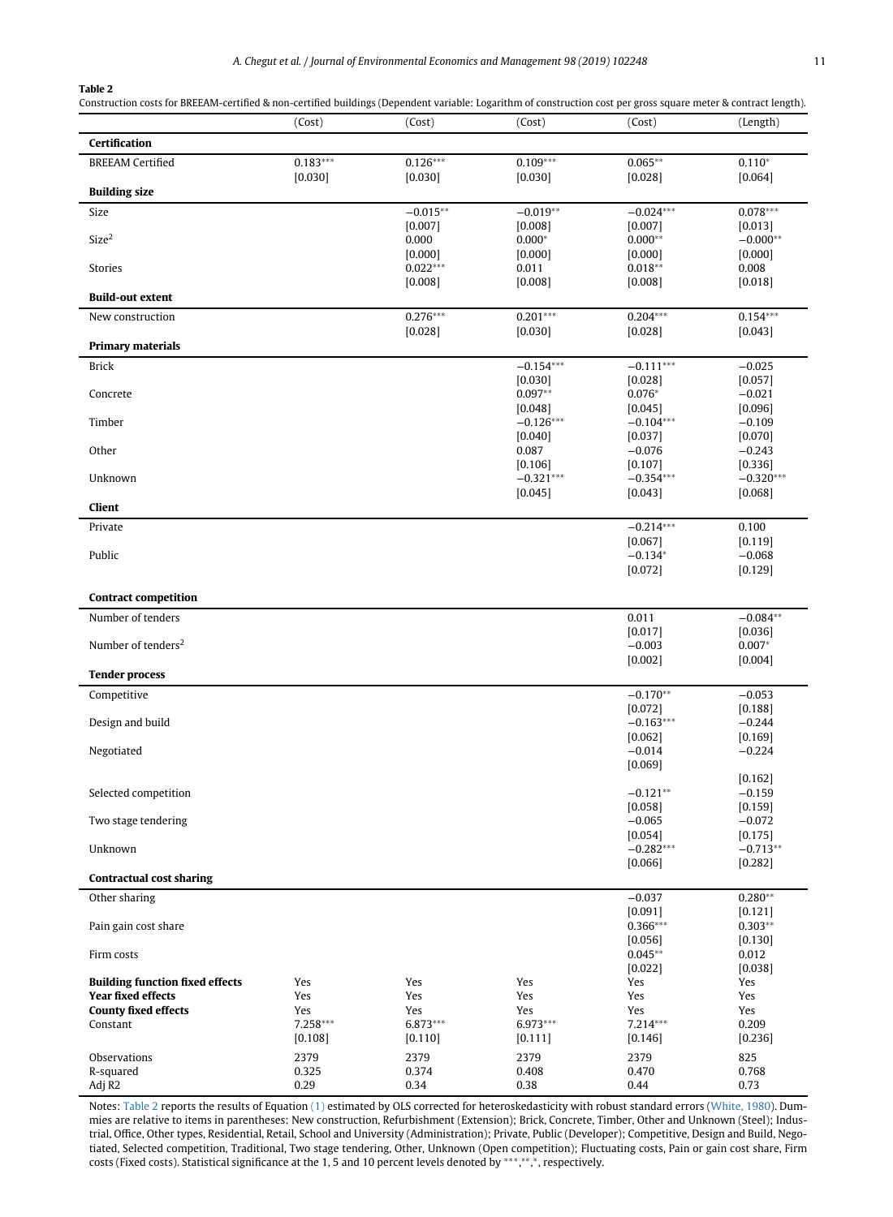**Table 2**

Construction costs for BREEAM-certified & non-certified buildings (Dependent variable: Logarithm of construction cost per gross square meter & contract length).

| | (Cost) | (Cost) | (Cost) | (Cost) | (Length) |
|---|---|---|---|---|---|
| **Certification** | | | | | |
| BREEAM Certified | 0.183*** | 0.126*** | 0.109*** | 0.065** | 0.110* |
| | [0.030] | [0.030] | [0.030] | [0.028] | [0.064] |
| **Building size** | | | | | |
| Size | | −0.015** | −0.019** | −0.024*** | 0.078*** |
| | | [0.007] | [0.008] | [0.007] | [0.013] |
| Size$^2$ | | 0.000 | 0.000* | 0.000** | −0.000** |
| | | [0.000] | [0.000] | [0.000] | [0.000] |
| Stories | | 0.022*** | 0.011 | 0.018** | 0.008 |
| | | [0.008] | [0.008] | [0.008] | [0.018] |
| **Build-out extent** | | | | | |
| New construction | | 0.276*** | 0.201*** | 0.204*** | 0.154*** |
| | | [0.028] | [0.030] | [0.028] | [0.043] |
| **Primary materials** | | | | | |
| Brick | | | −0.154*** | −0.111*** | −0.025 |
| | | | [0.030] | [0.028] | [0.057] |
| Concrete | | | 0.097** | 0.076* | −0.021 |
| | | | [0.048] | [0.045] | [0.096] |
| Timber | | | −0.126*** | −0.104*** | −0.109 |
| | | | [0.040] | [0.037] | [0.070] |
| Other | | | 0.087 | −0.076 | −0.243 |
| | | | [0.106] | [0.107] | [0.336] |
| Unknown | | | −0.321*** | −0.354*** | −0.320*** |
| | | | [0.045] | [0.043] | [0.068] |
| **Client** | | | | | |
| Private | | | | −0.214*** | 0.100 |
| | | | | [0.067] | [0.119] |
| Public | | | | −0.134* | −0.068 |
| | | | | [0.072] | [0.129] |
| **Contract competition** | | | | | |
| Number of tenders | | | | 0.011 | −0.084** |
| | | | | [0.017] | [0.036] |
| Number of tenders$^2$ | | | | −0.003 | 0.007* |
| | | | | [0.002] | [0.004] |
| **Tender process** | | | | | |
| Competitive | | | | −0.170** | −0.053 |
| | | | | [0.072] | [0.188] |
| Design and build | | | | −0.163*** | −0.244 |
| | | | | [0.062] | [0.169] |
| Negotiated | | | | −0.014 | −0.224 |
| | | | | [0.069] | [0.162] |
| Selected competition | | | | −0.121** | −0.159 |
| | | | | [0.058] | [0.159] |
| Two stage tendering | | | | −0.065 | −0.072 |
| | | | | [0.054] | [0.175] |
| Unknown | | | | −0.282*** | −0.713** |
| | | | | [0.066] | [0.282] |
| **Contractual cost sharing** | | | | | |
| Other sharing | | | | −0.037 | 0.280** |
| | | | | [0.091] | [0.121] |
| Pain gain cost share | | | | 0.366*** | 0.303** |
| | | | | [0.056] | [0.130] |
| Firm costs | | | | 0.045** | 0.012 |
| | | | | [0.022] | [0.038] |
| **Building function fixed effects** | Yes | Yes | Yes | Yes | Yes |
| **Year fixed effects** | Yes | Yes | Yes | Yes | Yes |
| **County fixed effects** | Yes | Yes | Yes | Yes | Yes |
| Constant | 7.258*** | 6.873*** | 6.973*** | 7.214*** | 0.209 |
| | [0.108] | [0.110] | [0.111] | [0.146] | [0.236] |
| Observations | 2379 | 2379 | 2379 | 2379 | 825 |
| R-squared | 0.325 | 0.374 | 0.408 | 0.470 | 0.768 |
| Adj R2 | 0.29 | 0.34 | 0.38 | 0.44 | 0.73 |

Notes: Table 2 reports the results of Equation (1) estimated by OLS corrected for heteroskedasticity with robust standard errors (White, 1980). Dummies are relative to items in parentheses: New construction, Refurbishment (Extension); Brick, Concrete, Timber, Other and Unknown (Steel); Industrial, Office, Other types, Residential, Retail, School and University (Administration); Private, Public (Developer); Competitive, Design and Build, Negotiated, Selected competition, Traditional, Two stage tendering, Other, Unknown (Open competition); Fluctuating costs, Pain or gain cost share, Firm costs (Fixed costs). Statistical significance at the 1, 5 and 10 percent levels denoted by ***,**,*, respectively.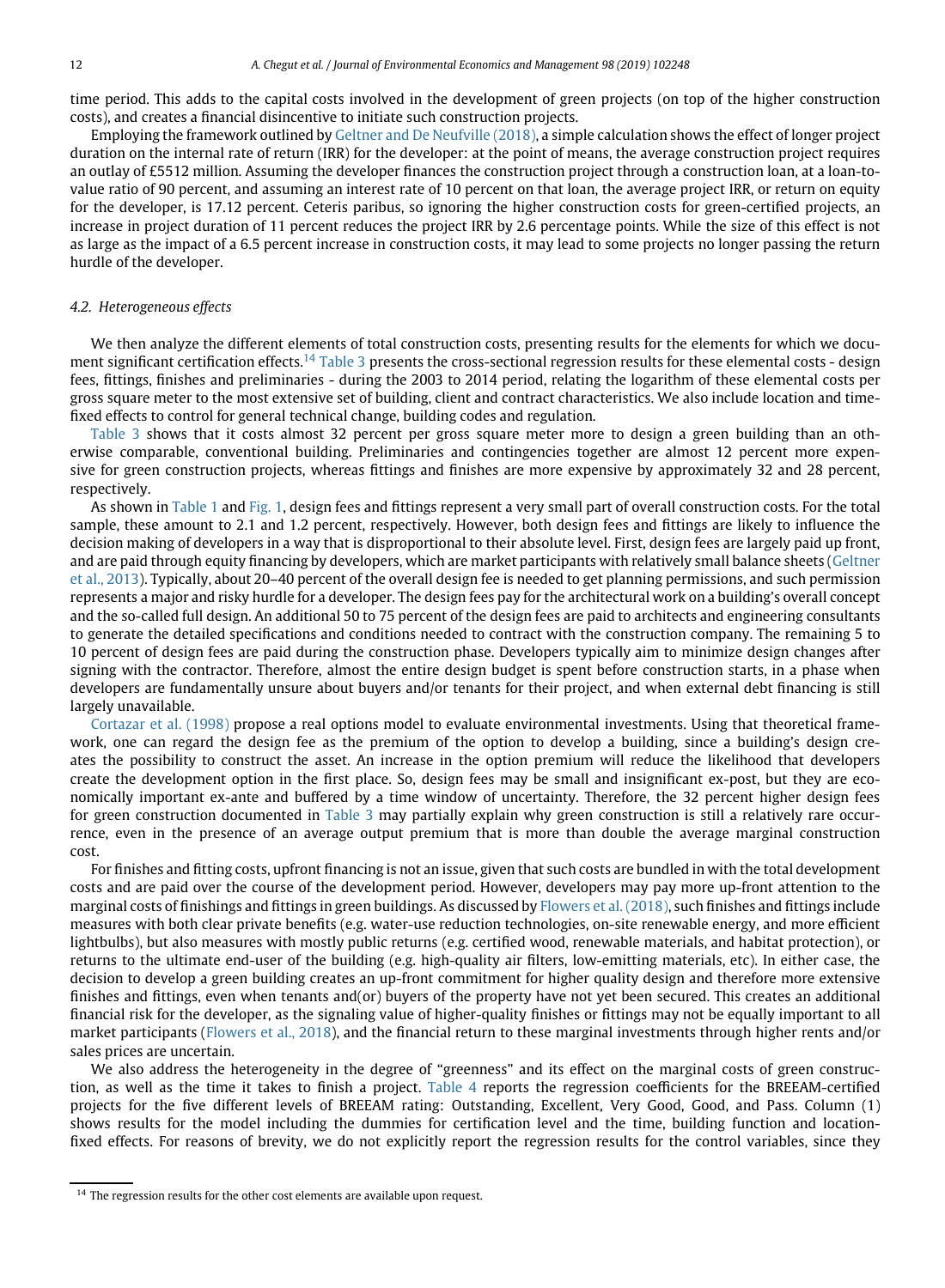time period. This adds to the capital costs involved in the development of green projects (on top of the higher construction costs), and creates a financial disincentive to initiate such construction projects.

Employing the framework outlined by Geltner and De Neufville (2018), a simple calculation shows the effect of longer project duration on the internal rate of return (IRR) for the developer: at the point of means, the average construction project requires an outlay of £5512 million. Assuming the developer finances the construction project through a construction loan, at a loan-to-value ratio of 90 percent, and assuming an interest rate of 10 percent on that loan, the average project IRR, or return on equity for the developer, is 17.12 percent. Ceteris paribus, so ignoring the higher construction costs for green-certified projects, an increase in project duration of 11 percent reduces the project IRR by 2.6 percentage points. While the size of this effect is not as large as the impact of a 6.5 percent increase in construction costs, it may lead to some projects no longer passing the return hurdle of the developer.

### 4.2. Heterogeneous effects

We then analyze the different elements of total construction costs, presenting results for the elements for which we document significant certification effects.[14] Table 3 presents the cross-sectional regression results for these elemental costs - design fees, fittings, finishes and preliminaries - during the 2003 to 2014 period, relating the logarithm of these elemental costs per gross square meter to the most extensive set of building, client and contract characteristics. We also include location and time-fixed effects to control for general technical change, building codes and regulation.

Table 3 shows that it costs almost 32 percent per gross square meter more to design a green building than an otherwise comparable, conventional building. Preliminaries and contingencies together are almost 12 percent more expensive for green construction projects, whereas fittings and finishes are more expensive by approximately 32 and 28 percent, respectively.

As shown in Table 1 and Fig. 1, design fees and fittings represent a very small part of overall construction costs. For the total sample, these amount to 2.1 and 1.2 percent, respectively. However, both design fees and fittings are likely to influence the decision making of developers in a way that is disproportional to their absolute level. First, design fees are largely paid up front, and are paid through equity financing by developers, which are market participants with relatively small balance sheets (Geltner et al., 2013). Typically, about 20–40 percent of the overall design fee is needed to get planning permissions, and such permission represents a major and risky hurdle for a developer. The design fees pay for the architectural work on a building's overall concept and the so-called full design. An additional 50 to 75 percent of the design fees are paid to architects and engineering consultants to generate the detailed specifications and conditions needed to contract with the construction company. The remaining 5 to 10 percent of design fees are paid during the construction phase. Developers typically aim to minimize design changes after signing with the contractor. Therefore, almost the entire design budget is spent before construction starts, in a phase when developers are fundamentally unsure about buyers and/or tenants for their project, and when external debt financing is still largely unavailable.

Cortazar et al. (1998) propose a real options model to evaluate environmental investments. Using that theoretical framework, one can regard the design fee as the premium of the option to develop a building, since a building's design creates the possibility to construct the asset. An increase in the option premium will reduce the likelihood that developers create the development option in the first place. So, design fees may be small and insignificant ex-post, but they are economically important ex-ante and buffered by a time window of uncertainty. Therefore, the 32 percent higher design fees for green construction documented in Table 3 may partially explain why green construction is still a relatively rare occurrence, even in the presence of an average output premium that is more than double the average marginal construction cost.

For finishes and fitting costs, upfront financing is not an issue, given that such costs are bundled in with the total development costs and are paid over the course of the development period. However, developers may pay more up-front attention to the marginal costs of finishings and fittings in green buildings. As discussed by Flowers et al. (2018), such finishes and fittings include measures with both clear private benefits (e.g. water-use reduction technologies, on-site renewable energy, and more efficient lightbulbs), but also measures with mostly public returns (e.g. certified wood, renewable materials, and habitat protection), or returns to the ultimate end-user of the building (e.g. high-quality air filters, low-emitting materials, etc). In either case, the decision to develop a green building creates an up-front commitment for higher quality design and therefore more extensive finishes and fittings, even when tenants and(or) buyers of the property have not yet been secured. This creates an additional financial risk for the developer, as the signaling value of higher-quality finishes or fittings may not be equally important to all market participants (Flowers et al., 2018), and the financial return to these marginal investments through higher rents and/or sales prices are uncertain.

We also address the heterogeneity in the degree of "greenness" and its effect on the marginal costs of green construction, as well as the time it takes to finish a project. Table 4 reports the regression coefficients for the BREEAM-certified projects for the five different levels of BREEAM rating: Outstanding, Excellent, Very Good, Good, and Pass. Column (1) shows results for the model including the dummies for certification level and the time, building function and location-fixed effects. For reasons of brevity, we do not explicitly report the regression results for the control variables, since they

[14] The regression results for the other cost elements are available upon request.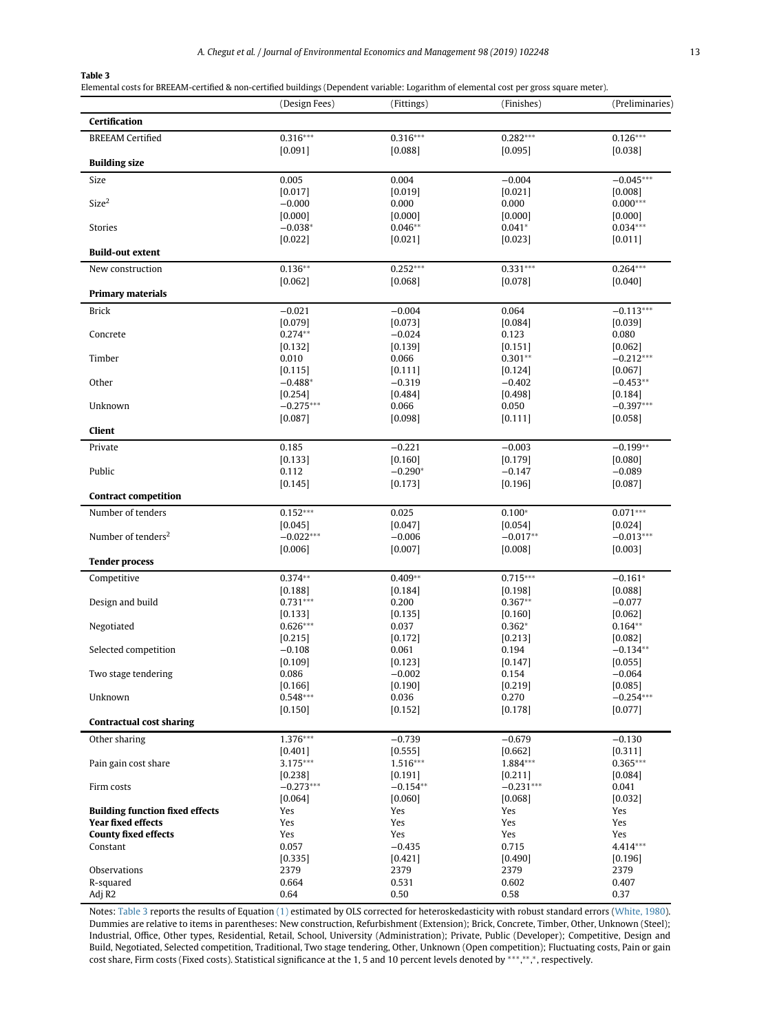**Table 3**
Elemental costs for BREEAM-certified & non-certified buildings (Dependent variable: Logarithm of elemental cost per gross square meter).

| | (Design Fees) | (Fittings) | (Finishes) | (Preliminaries) |
|---|---|---|---|---|
| **Certification** | | | | |
| BREEAM Certified | 0.316*** | 0.316*** | 0.282*** | 0.126*** |
| | [0.091] | [0.088] | [0.095] | [0.038] |
| **Building size** | | | | |
| Size | 0.005 | 0.004 | −0.004 | −0.045*** |
| | [0.017] | [0.019] | [0.021] | [0.008] |
| $Size^2$ | −0.000 | 0.000 | 0.000 | 0.000*** |
| | [0.000] | [0.000] | [0.000] | [0.000] |
| Stories | −0.038* | 0.046** | 0.041* | 0.034*** |
| | [0.022] | [0.021] | [0.023] | [0.011] |
| **Build-out extent** | | | | |
| New construction | 0.136** | 0.252*** | 0.331*** | 0.264*** |
| | [0.062] | [0.068] | [0.078] | [0.040] |
| **Primary materials** | | | | |
| Brick | −0.021 | −0.004 | 0.064 | −0.113*** |
| | [0.079] | [0.073] | [0.084] | [0.039] |
| Concrete | 0.274** | −0.024 | 0.123 | 0.080 |
| | [0.132] | [0.139] | [0.151] | [0.062] |
| Timber | 0.010 | 0.066 | 0.301** | −0.212*** |
| | [0.115] | [0.111] | [0.124] | [0.067] |
| Other | −0.488* | −0.319 | −0.402 | −0.453** |
| | [0.254] | [0.484] | [0.498] | [0.184] |
| Unknown | −0.275*** | 0.066 | 0.050 | −0.397*** |
| | [0.087] | [0.098] | [0.111] | [0.058] |
| **Client** | | | | |
| Private | 0.185 | −0.221 | −0.003 | −0.199** |
| | [0.133] | [0.160] | [0.179] | [0.080] |
| Public | 0.112 | −0.290* | −0.147 | −0.089 |
| | [0.145] | [0.173] | [0.196] | [0.087] |
| **Contract competition** | | | | |
| Number of tenders | 0.152*** | 0.025 | 0.100* | 0.071*** |
| | [0.045] | [0.047] | [0.054] | [0.024] |
| Number of $tenders^2$ | −0.022*** | −0.006 | −0.017** | −0.013*** |
| | [0.006] | [0.007] | [0.008] | [0.003] |
| **Tender process** | | | | |
| Competitive | 0.374** | 0.409** | 0.715*** | −0.161* |
| | [0.188] | [0.184] | [0.198] | [0.088] |
| Design and build | 0.731*** | 0.200 | 0.367** | −0.077 |
| | [0.133] | [0.135] | [0.160] | [0.062] |
| Negotiated | 0.626*** | 0.037 | 0.362* | 0.164** |
| | [0.215] | [0.172] | [0.213] | [0.082] |
| Selected competition | −0.108 | 0.061 | 0.194 | −0.134** |
| | [0.109] | [0.123] | [0.147] | [0.055] |
| Two stage tendering | 0.086 | −0.002 | 0.154 | −0.064 |
| | [0.166] | [0.190] | [0.219] | [0.085] |
| Unknown | 0.548*** | 0.036 | 0.270 | −0.254*** |
| | [0.150] | [0.152] | [0.178] | [0.077] |
| **Contractual cost sharing** | | | | |
| Other sharing | 1.376*** | −0.739 | −0.679 | −0.130 |
| | [0.401] | [0.555] | [0.662] | [0.311] |
| Pain gain cost share | 3.175*** | 1.516*** | 1.884*** | 0.365*** |
| | [0.238] | [0.191] | [0.211] | [0.084] |
| Firm costs | −0.273*** | −0.154** | −0.231*** | 0.041 |
| | [0.064] | [0.060] | [0.068] | [0.032] |
| **Building function fixed effects** | Yes | Yes | Yes | Yes |
| **Year fixed effects** | Yes | Yes | Yes | Yes |
| **County fixed effects** | Yes | Yes | Yes | Yes |
| Constant | 0.057 | −0.435 | 0.715 | 4.414*** |
| | [0.335] | [0.421] | [0.490] | [0.196] |
| Observations | 2379 | 2379 | 2379 | 2379 |
| R-squared | 0.664 | 0.531 | 0.602 | 0.407 |
| Adj R2 | 0.64 | 0.50 | 0.58 | 0.37 |

Notes: Table 3 reports the results of Equation (1) estimated by OLS corrected for heteroskedasticity with robust standard errors (White, 1980). Dummies are relative to items in parentheses: New construction, Refurbishment (Extension); Brick, Concrete, Timber, Other, Unknown (Steel); Industrial, Office, Other types, Residential, Retail, School, University (Administration); Private, Public (Developer); Competitive, Design and Build, Negotiated, Selected competition, Traditional, Two stage tendering, Other, Unknown (Open competition); Fluctuating costs, Pain or gain cost share, Firm costs (Fixed costs). Statistical significance at the 1, 5 and 10 percent levels denoted by ***,**,*, respectively.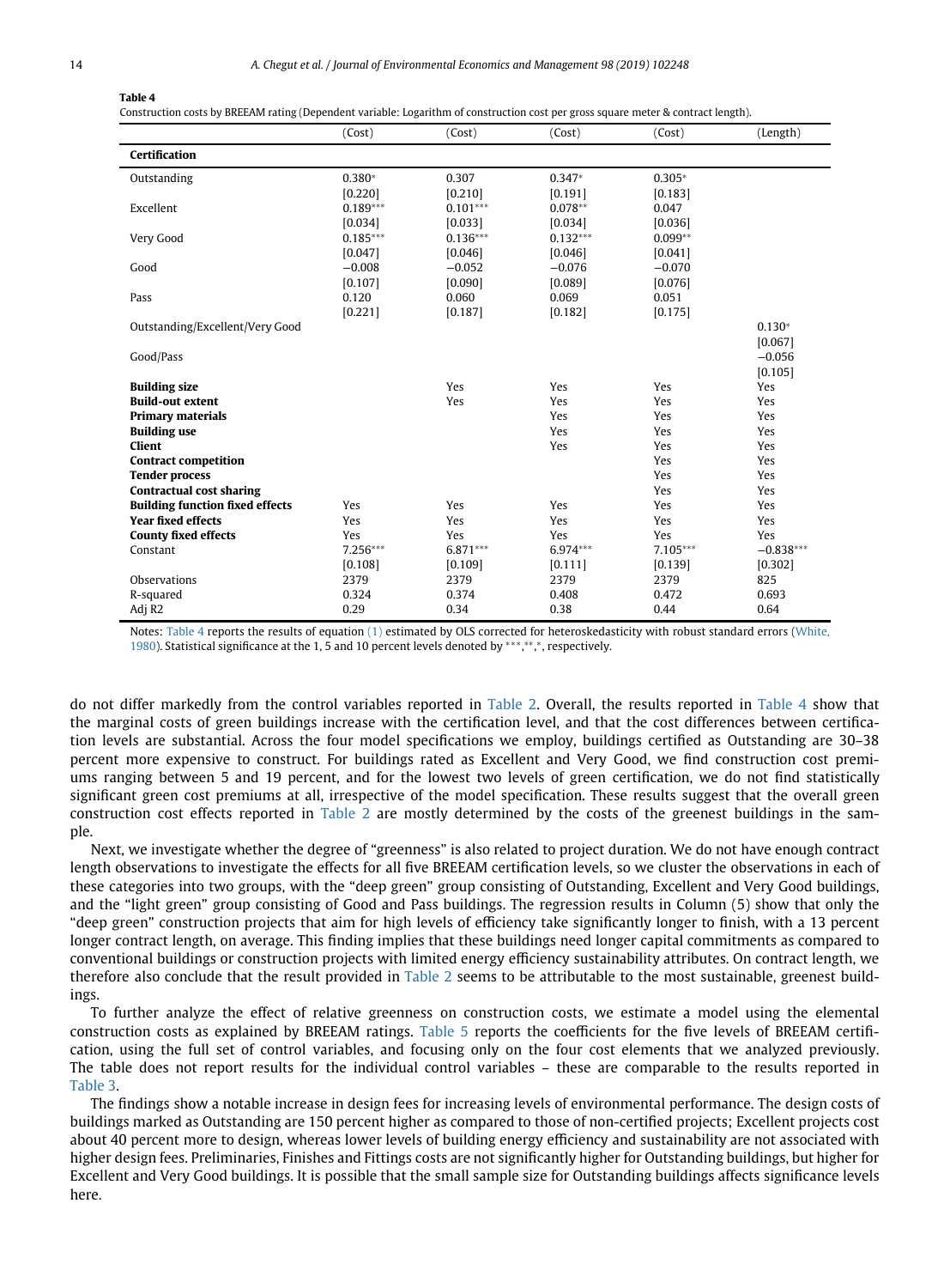**Table 4**

Construction costs by BREEAM rating (Dependent variable: Logarithm of construction cost per gross square meter & contract length).

| | (Cost) | (Cost) | (Cost) | (Cost) | (Length) |
|---|---|---|---|---|---|
| **Certification** | | | | | |
| Outstanding | 0.380* | 0.307 | 0.347* | 0.305* | |
| | [0.220] | [0.210] | [0.191] | [0.183] | |
| Excellent | 0.189*** | 0.101*** | 0.078** | 0.047 | |
| | [0.034] | [0.033] | [0.034] | [0.036] | |
| Very Good | 0.185*** | 0.136*** | 0.132*** | 0.099** | |
| | [0.047] | [0.046] | [0.046] | [0.041] | |
| Good | −0.008 | −0.052 | −0.076 | −0.070 | |
| | [0.107] | [0.090] | [0.089] | [0.076] | |
| Pass | 0.120 | 0.060 | 0.069 | 0.051 | |
| | [0.221] | [0.187] | [0.182] | [0.175] | |
| Outstanding/Excellent/Very Good | | | | | 0.130* |
| | | | | | [0.067] |
| Good/Pass | | | | | −0.056 |
| | | | | | [0.105] |
| **Building size** | | Yes | Yes | Yes | Yes |
| **Build-out extent** | | Yes | Yes | Yes | Yes |
| **Primary materials** | | | Yes | Yes | Yes |
| **Building use** | | | Yes | Yes | Yes |
| **Client** | | | Yes | Yes | Yes |
| **Contract competition** | | | | Yes | Yes |
| **Tender process** | | | | Yes | Yes |
| **Contractual cost sharing** | | | | Yes | Yes |
| **Building function fixed effects** | Yes | Yes | Yes | Yes | Yes |
| **Year fixed effects** | Yes | Yes | Yes | Yes | Yes |
| **County fixed effects** | Yes | Yes | Yes | Yes | Yes |
| Constant | 7.256*** | 6.871*** | 6.974*** | 7.105*** | −0.838*** |
| | [0.108] | [0.109] | [0.111] | [0.139] | [0.302] |
| Observations | 2379 | 2379 | 2379 | 2379 | 825 |
| R-squared | 0.324 | 0.374 | 0.408 | 0.472 | 0.693 |
| Adj R2 | 0.29 | 0.34 | 0.38 | 0.44 | 0.64 |

Notes: Table 4 reports the results of equation (1) estimated by OLS corrected for heteroskedasticity with robust standard errors (White, 1980). Statistical significance at the 1, 5 and 10 percent levels denoted by ***,**,*, respectively.

do not differ markedly from the control variables reported in Table 2. Overall, the results reported in Table 4 show that the marginal costs of green buildings increase with the certification level, and that the cost differences between certification levels are substantial. Across the four model specifications we employ, buildings certified as Outstanding are 30–38 percent more expensive to construct. For buildings rated as Excellent and Very Good, we find construction cost premiums ranging between 5 and 19 percent, and for the lowest two levels of green certification, we do not find statistically significant green cost premiums at all, irrespective of the model specification. These results suggest that the overall green construction cost effects reported in Table 2 are mostly determined by the costs of the greenest buildings in the sample.

Next, we investigate whether the degree of "greenness" is also related to project duration. We do not have enough contract length observations to investigate the effects for all five BREEAM certification levels, so we cluster the observations in each of these categories into two groups, with the "deep green" group consisting of Outstanding, Excellent and Very Good buildings, and the "light green" group consisting of Good and Pass buildings. The regression results in Column (5) show that only the "deep green" construction projects that aim for high levels of efficiency take significantly longer to finish, with a 13 percent longer contract length, on average. This finding implies that these buildings need longer capital commitments as compared to conventional buildings or construction projects with limited energy efficiency sustainability attributes. On contract length, we therefore also conclude that the result provided in Table 2 seems to be attributable to the most sustainable, greenest buildings.

To further analyze the effect of relative greenness on construction costs, we estimate a model using the elemental construction costs as explained by BREEAM ratings. Table 5 reports the coefficients for the five levels of BREEAM certification, using the full set of control variables, and focusing only on the four cost elements that we analyzed previously. The table does not report results for the individual control variables – these are comparable to the results reported in Table 3.

The findings show a notable increase in design fees for increasing levels of environmental performance. The design costs of buildings marked as Outstanding are 150 percent higher as compared to those of non-certified projects; Excellent projects cost about 40 percent more to design, whereas lower levels of building energy efficiency and sustainability are not associated with higher design fees. Preliminaries, Finishes and Fittings costs are not significantly higher for Outstanding buildings, but higher for Excellent and Very Good buildings. It is possible that the small sample size for Outstanding buildings affects significance levels here.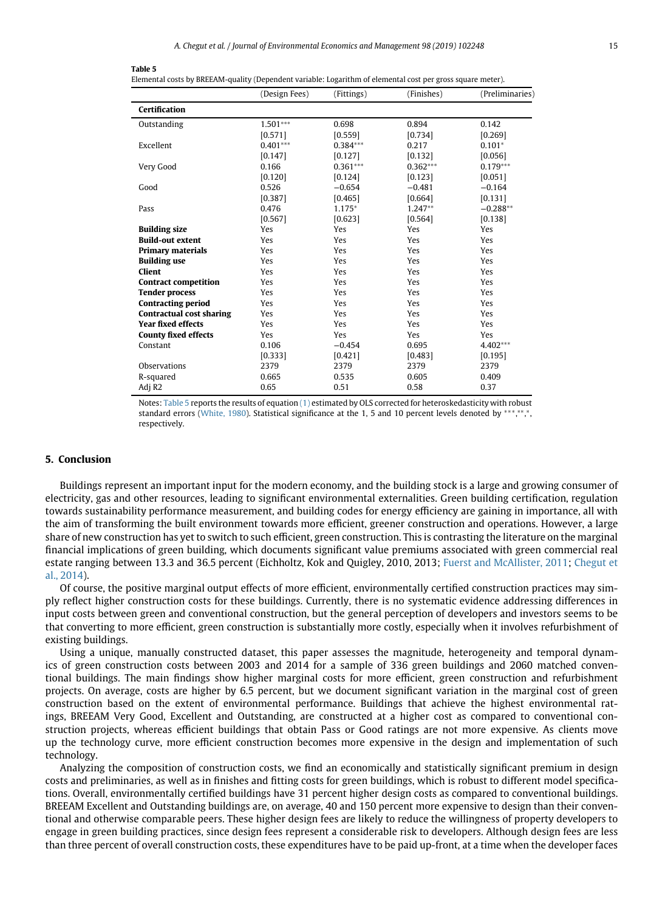**Table 5**
Elemental costs by BREEAM-quality (Dependent variable: Logarithm of elemental cost per gross square meter).

| | (Design Fees) | (Fittings) | (Finishes) | (Preliminaries) |
|---|---|---|---|---|
| **Certification** | | | | |
| Outstanding | 1.501*** | 0.698 | 0.894 | 0.142 |
| | [0.571] | [0.559] | [0.734] | [0.269] |
| Excellent | 0.401*** | 0.384*** | 0.217 | 0.101* |
| | [0.147] | [0.127] | [0.132] | [0.056] |
| Very Good | 0.166 | 0.361*** | 0.362*** | 0.179*** |
| | [0.120] | [0.124] | [0.123] | [0.051] |
| Good | 0.526 | −0.654 | −0.481 | −0.164 |
| | [0.387] | [0.465] | [0.664] | [0.131] |
| Pass | 0.476 | 1.175* | 1.247** | −0.288** |
| | [0.567] | [0.623] | [0.564] | [0.138] |
| **Building size** | Yes | Yes | Yes | Yes |
| **Build-out extent** | Yes | Yes | Yes | Yes |
| **Primary materials** | Yes | Yes | Yes | Yes |
| **Building use** | Yes | Yes | Yes | Yes |
| **Client** | Yes | Yes | Yes | Yes |
| **Contract competition** | Yes | Yes | Yes | Yes |
| **Tender process** | Yes | Yes | Yes | Yes |
| **Contracting period** | Yes | Yes | Yes | Yes |
| **Contractual cost sharing** | Yes | Yes | Yes | Yes |
| **Year fixed effects** | Yes | Yes | Yes | Yes |
| **County fixed effects** | Yes | Yes | Yes | Yes |
| Constant | 0.106 | −0.454 | 0.695 | 4.402*** |
| | [0.333] | [0.421] | [0.483] | [0.195] |
| Observations | 2379 | 2379 | 2379 | 2379 |
| R-squared | 0.665 | 0.535 | 0.605 | 0.409 |
| Adj R2 | 0.65 | 0.51 | 0.58 | 0.37 |

Notes: Table 5 reports the results of equation (1) estimated by OLS corrected for heteroskedasticity with robust standard errors (White, 1980). Statistical significance at the 1, 5 and 10 percent levels denoted by ***,**,*, respectively.

## 5. Conclusion

Buildings represent an important input for the modern economy, and the building stock is a large and growing consumer of electricity, gas and other resources, leading to significant environmental externalities. Green building certification, regulation towards sustainability performance measurement, and building codes for energy efficiency are gaining in importance, all with the aim of transforming the built environment towards more efficient, greener construction and operations. However, a large share of new construction has yet to switch to such efficient, green construction. This is contrasting the literature on the marginal financial implications of green building, which documents significant value premiums associated with green commercial real estate ranging between 13.3 and 36.5 percent (Eichholtz, Kok and Quigley, 2010, 2013; Fuerst and McAllister, 2011; Chegut et al., 2014).

Of course, the positive marginal output effects of more efficient, environmentally certified construction practices may simply reflect higher construction costs for these buildings. Currently, there is no systematic evidence addressing differences in input costs between green and conventional construction, but the general perception of developers and investors seems to be that converting to more efficient, green construction is substantially more costly, especially when it involves refurbishment of existing buildings.

Using a unique, manually constructed dataset, this paper assesses the magnitude, heterogeneity and temporal dynamics of green construction costs between 2003 and 2014 for a sample of 336 green buildings and 2060 matched conventional buildings. The main findings show higher marginal costs for more efficient, green construction and refurbishment projects. On average, costs are higher by 6.5 percent, but we document significant variation in the marginal cost of green construction based on the extent of environmental performance. Buildings that achieve the highest environmental ratings, BREEAM Very Good, Excellent and Outstanding, are constructed at a higher cost as compared to conventional construction projects, whereas efficient buildings that obtain Pass or Good ratings are not more expensive. As clients move up the technology curve, more efficient construction becomes more expensive in the design and implementation of such technology.

Analyzing the composition of construction costs, we find an economically and statistically significant premium in design costs and preliminaries, as well as in finishes and fitting costs for green buildings, which is robust to different model specifications. Overall, environmentally certified buildings have 31 percent higher design costs as compared to conventional buildings. BREEAM Excellent and Outstanding buildings are, on average, 40 and 150 percent more expensive to design than their conventional and otherwise comparable peers. These higher design fees are likely to reduce the willingness of property developers to engage in green building practices, since design fees represent a considerable risk to developers. Although design fees are less than three percent of overall construction costs, these expenditures have to be paid up-front, at a time when the developer faces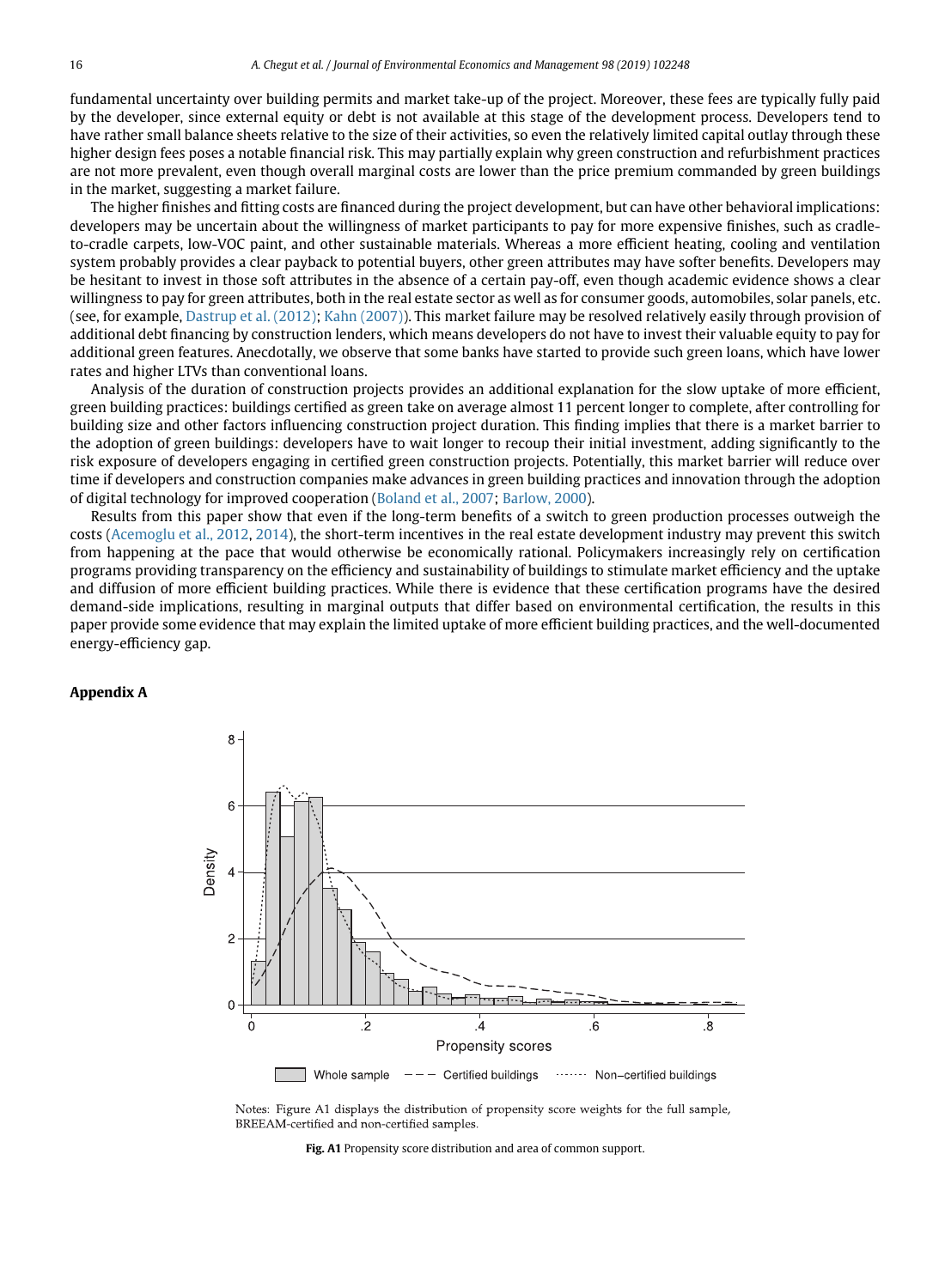fundamental uncertainty over building permits and market take-up of the project. Moreover, these fees are typically fully paid by the developer, since external equity or debt is not available at this stage of the development process. Developers tend to have rather small balance sheets relative to the size of their activities, so even the relatively limited capital outlay through these higher design fees poses a notable financial risk. This may partially explain why green construction and refurbishment practices are not more prevalent, even though overall marginal costs are lower than the price premium commanded by green buildings in the market, suggesting a market failure.

The higher finishes and fitting costs are financed during the project development, but can have other behavioral implications: developers may be uncertain about the willingness of market participants to pay for more expensive finishes, such as cradle-to-cradle carpets, low-VOC paint, and other sustainable materials. Whereas a more efficient heating, cooling and ventilation system probably provides a clear payback to potential buyers, other green attributes may have softer benefits. Developers may be hesitant to invest in those soft attributes in the absence of a certain pay-off, even though academic evidence shows a clear willingness to pay for green attributes, both in the real estate sector as well as for consumer goods, automobiles, solar panels, etc. (see, for example, Dastrup et al. (2012); Kahn (2007)). This market failure may be resolved relatively easily through provision of additional debt financing by construction lenders, which means developers do not have to invest their valuable equity to pay for additional green features. Anecdotally, we observe that some banks have started to provide such green loans, which have lower rates and higher LTVs than conventional loans.

Analysis of the duration of construction projects provides an additional explanation for the slow uptake of more efficient, green building practices: buildings certified as green take on average almost 11 percent longer to complete, after controlling for building size and other factors influencing construction project duration. This finding implies that there is a market barrier to the adoption of green buildings: developers have to wait longer to recoup their initial investment, adding significantly to the risk exposure of developers engaging in certified green construction projects. Potentially, this market barrier will reduce over time if developers and construction companies make advances in green building practices and innovation through the adoption of digital technology for improved cooperation (Boland et al., 2007; Barlow, 2000).

Results from this paper show that even if the long-term benefits of a switch to green production processes outweigh the costs (Acemoglu et al., 2012, 2014), the short-term incentives in the real estate development industry may prevent this switch from happening at the pace that would otherwise be economically rational. Policymakers increasingly rely on certification programs providing transparency on the efficiency and sustainability of buildings to stimulate market efficiency and the uptake and diffusion of more efficient building practices. While there is evidence that these certification programs have the desired demand-side implications, resulting in marginal outputs that differ based on environmental certification, the results in this paper provide some evidence that may explain the limited uptake of more efficient building practices, and the well-documented energy-efficiency gap.

## Appendix A

Notes: Figure A1 displays the distribution of propensity score weights for the full sample, BREEAM-certified and non-certified samples.

**Fig. A1** Propensity score distribution and area of common support.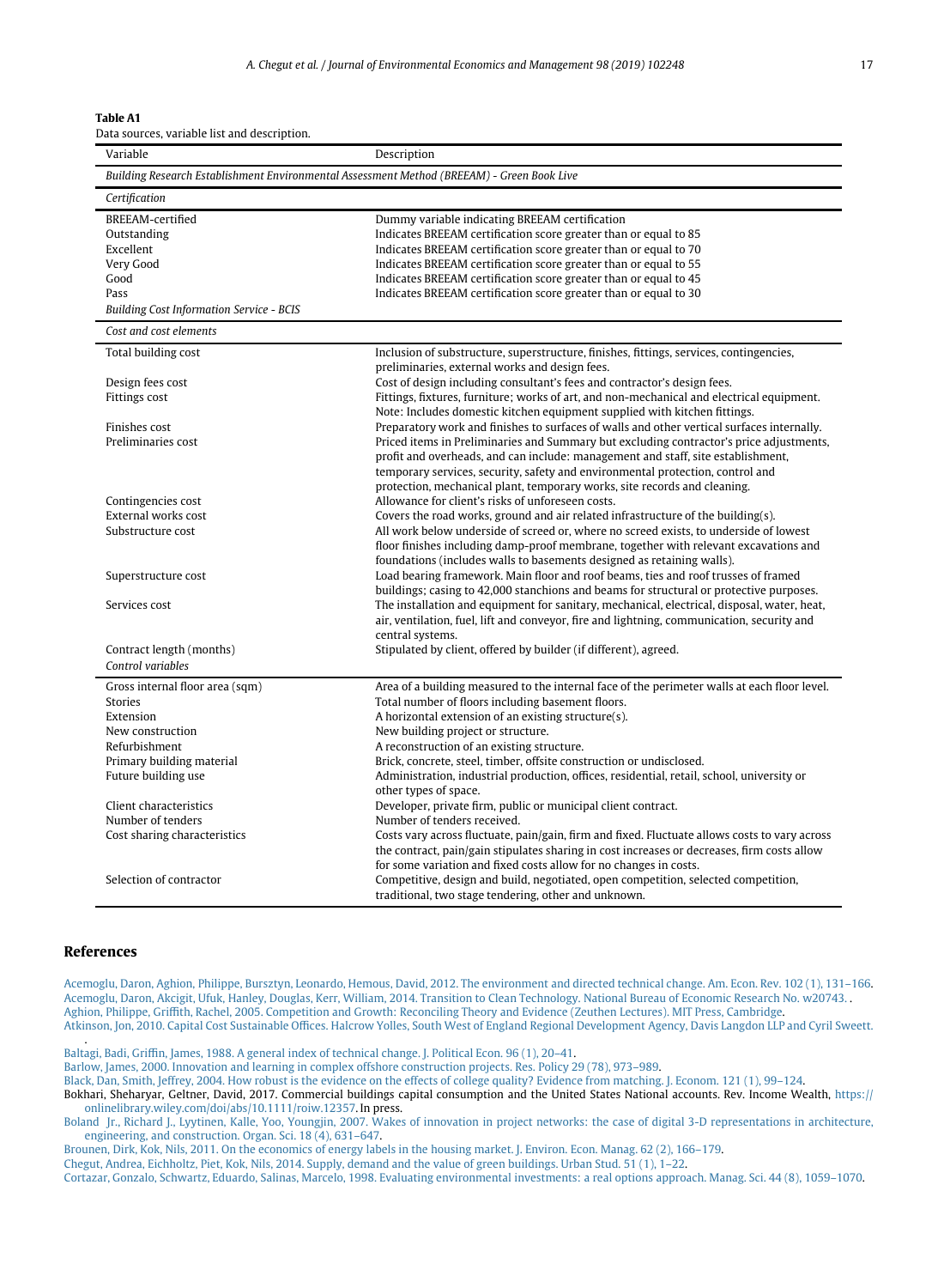**Table A1**
Data sources, variable list and description.

| Variable | Description |
|---|---|
| *Building Research Establishment Environmental Assessment Method (BREEAM) - Green Book Live* | |
| *Certification* | |
| BREEAM-certified | Dummy variable indicating BREEAM certification |
| Outstanding | Indicates BREEAM certification score greater than or equal to 85 |
| Excellent | Indicates BREEAM certification score greater than or equal to 70 |
| Very Good | Indicates BREEAM certification score greater than or equal to 55 |
| Good | Indicates BREEAM certification score greater than or equal to 45 |
| Pass | Indicates BREEAM certification score greater than or equal to 30 |
| *Building Cost Information Service - BCIS* | |
| *Cost and cost elements* | |
| Total building cost | Inclusion of substructure, superstructure, finishes, fittings, services, contingencies, preliminaries, external works and design fees. |
| Design fees cost | Cost of design including consultant's fees and contractor's design fees. |
| Fittings cost | Fittings, fixtures, furniture; works of art, and non-mechanical and electrical equipment. Note: Includes domestic kitchen equipment supplied with kitchen fittings. |
| Finishes cost | Preparatory work and finishes to surfaces of walls and other vertical surfaces internally. |
| Preliminaries cost | Priced items in Preliminaries and Summary but excluding contractor's price adjustments, profit and overheads, and can include: management and staff, site establishment, temporary services, security, safety and environmental protection, control and protection, mechanical plant, temporary works, site records and cleaning. |
| Contingencies cost | Allowance for client's risks of unforeseen costs. |
| External works cost | Covers the road works, ground and air related infrastructure of the building(s). |
| Substructure cost | All work below underside of screed or, where no screed exists, to underside of lowest floor finishes including damp-proof membrane, together with relevant excavations and foundations (includes walls to basements designed as retaining walls). |
| Superstructure cost | Load bearing framework. Main floor and roof beams, ties and roof trusses of framed buildings; casing to 42,000 stanchions and beams for structural or protective purposes. |
| Services cost | The installation and equipment for sanitary, mechanical, electrical, disposal, water, heat, air, ventilation, fuel, lift and conveyor, fire and lightning, communication, security and central systems. |
| Contract length (months) | Stipulated by client, offered by builder (if different), agreed. |
| *Control variables* | |
| Gross internal floor area (sqm) | Area of a building measured to the internal face of the perimeter walls at each floor level. |
| Stories | Total number of floors including basement floors. |
| Extension | A horizontal extension of an existing structure(s). |
| New construction | New building project or structure. |
| Refurbishment | A reconstruction of an existing structure. |
| Primary building material | Brick, concrete, steel, timber, offsite construction or undisclosed. |
| Future building use | Administration, industrial production, offices, residential, retail, school, university or other types of space. |
| Client characteristics | Developer, private firm, public or municipal client contract. |
| Number of tenders | Number of tenders received. |
| Cost sharing characteristics | Costs vary across fluctuate, pain/gain, firm and fixed. Fluctuate allows costs to vary across the contract, pain/gain stipulates sharing in cost increases or decreases, firm costs allow for some variation and fixed costs allow for no changes in costs. |
| Selection of contractor | Competitive, design and build, negotiated, open competition, selected competition, traditional, two stage tendering, other and unknown. |

## References

Acemoglu, Daron, Aghion, Philippe, Bursztyn, Leonardo, Hemous, David, 2012. The environment and directed technical change. Am. Econ. Rev. 102 (1), 131–166.

Acemoglu, Daron, Akcigit, Ufuk, Hanley, Douglas, Kerr, William, 2014. Transition to Clean Technology. National Bureau of Economic Research No. w20743. .

Aghion, Philippe, Griffith, Rachel, 2005. Competition and Growth: Reconciling Theory and Evidence (Zeuthen Lectures). MIT Press, Cambridge.

Atkinson, Jon, 2010. Capital Cost Sustainable Offices. Halcrow Yolles, South West of England Regional Development Agency, Davis Langdon LLP and Cyril Sweett. .

Baltagi, Badi, Griffin, James, 1988. A general index of technical change. J. Political Econ. 96 (1), 20–41.

Barlow, James, 2000. Innovation and learning in complex offshore construction projects. Res. Policy 29 (78), 973–989.

Black, Dan, Smith, Jeffrey, 2004. How robust is the evidence on the effects of college quality? Evidence from matching. J. Econom. 121 (1), 99–124.

Bokhari, Sheharyar, Geltner, David, 2017. Commercial buildings capital consumption and the United States National accounts. Rev. Income Wealth, https://onlinelibrary.wiley.com/doi/abs/10.1111/roiw.12357. In press.

Boland Jr., Richard J., Lyytinen, Kalle, Yoo, Youngjin, 2007. Wakes of innovation in project networks: the case of digital 3-D representations in architecture, engineering, and construction. Organ. Sci. 18 (4), 631–647.

Brounen, Dirk, Kok, Nils, 2011. On the economics of energy labels in the housing market. J. Environ. Econ. Manag. 62 (2), 166–179.

Chegut, Andrea, Eichholtz, Piet, Kok, Nils, 2014. Supply, demand and the value of green buildings. Urban Stud. 51 (1), 1–22.

Cortazar, Gonzalo, Schwartz, Eduardo, Salinas, Marcelo, 1998. Evaluating environmental investments: a real options approach. Manag. Sci. 44 (8), 1059–1070.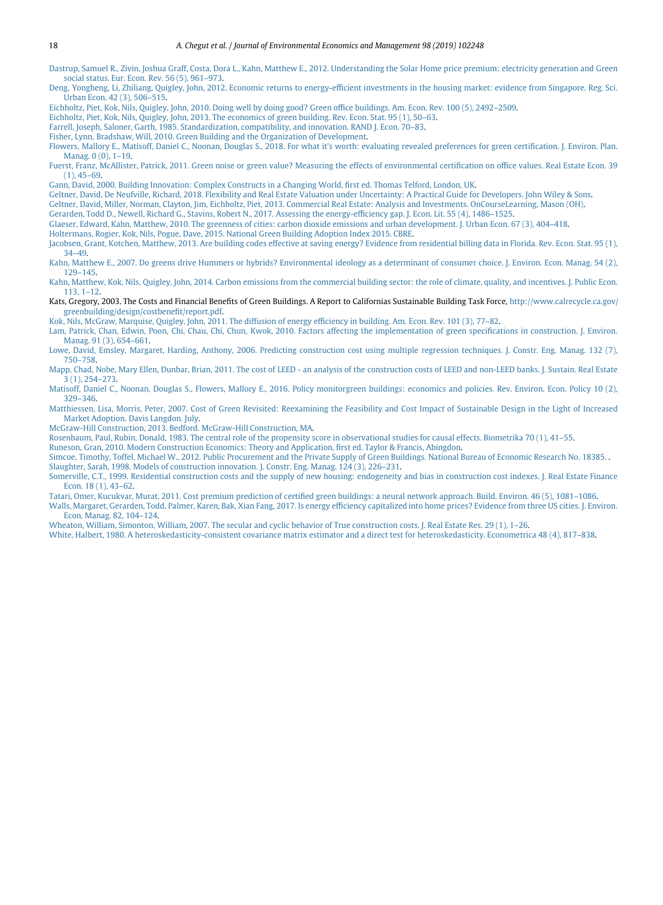Dastrup, Samuel R., Zivin, Joshua Graff, Costa, Dora L., Kahn, Matthew E., 2012. Understanding the Solar Home price premium: electricity generation and Green social status. Eur. Econ. Rev. 56 (5), 961–973.

Deng, Yongheng, Li, Zhiliang, Quigley, John, 2012. Economic returns to energy-efficient investments in the housing market: evidence from Singapore. Reg. Sci. Urban Econ. 42 (3), 506–515.

Eichholtz, Piet, Kok, Nils, Quigley, John, 2010. Doing well by doing good? Green office buildings. Am. Econ. Rev. 100 (5), 2492–2509.

Eichholtz, Piet, Kok, Nils, Quigley, John, 2013. The economics of green building. Rev. Econ. Stat. 95 (1), 50–63.

Farrell, Joseph, Saloner, Garth, 1985. Standardization, compatibility, and innovation. RAND J. Econ. 70–83.

Fisher, Lynn, Bradshaw, Will, 2010. Green Building and the Organization of Development.

Flowers, Mallory E., Matisoff, Daniel C., Noonan, Douglas S., 2018. For what it's worth: evaluating revealed preferences for green certification. J. Environ. Plan. Manag. 0 (0), 1–19.

Fuerst, Franz, McAllister, Patrick, 2011. Green noise or green value? Measuring the effects of environmental certification on office values. Real Estate Econ. 39 (1), 45–69.

Gann, David, 2000. Building Innovation: Complex Constructs in a Changing World, first ed. Thomas Telford, London, UK.

Geltner, David, De Neufville, Richard, 2018. Flexibility and Real Estate Valuation under Uncertainty: A Practical Guide for Developers. John Wiley & Sons.

Geltner, David, Miller, Norman, Clayton, Jim, Eichholtz, Piet, 2013. Commercial Real Estate: Analysis and Investments. OnCourseLearning, Mason (OH).

Gerarden, Todd D., Newell, Richard G., Stavins, Robert N., 2017. Assessing the energy-efficiency gap. J. Econ. Lit. 55 (4), 1486–1525.

Glaeser, Edward, Kahn, Matthew, 2010. The greenness of cities: carbon dioxide emissions and urban development. J. Urban Econ. 67 (3), 404–418.

Holtermans, Rogier, Kok, Nils, Pogue, Dave, 2015. National Green Building Adoption Index 2015. CBRE.

Jacobsen, Grant, Kotchen, Matthew, 2013. Are building codes effective at saving energy? Evidence from residential billing data in Florida. Rev. Econ. Stat. 95 (1), 34–49.

Kahn, Matthew E., 2007. Do greens drive Hummers or hybrids? Environmental ideology as a determinant of consumer choice. J. Environ. Econ. Manag. 54 (2), 129–145.

Kahn, Matthew, Kok, Nils, Quigley, John, 2014. Carbon emissions from the commercial building sector: the role of climate, quality, and incentives. J. Public Econ. 113, 1–12.

Kats, Gregory, 2003. The Costs and Financial Benefits of Green Buildings. A Report to Californias Sustainable Building Task Force, http://www.calrecycle.ca.gov/greenbuilding/design/costbenefit/report.pdf.

Kok, Nils, McGraw, Marquise, Quigley, John, 2011. The diffusion of energy efficiency in building. Am. Econ. Rev. 101 (3), 77–82.

Lam, Patrick, Chan, Edwin, Poon, Chi, Chau, Chi, Chun, Kwok, 2010. Factors affecting the implementation of green specifications in construction. J. Environ. Manag. 91 (3), 654–661.

Lowe, David, Emsley, Margaret, Harding, Anthony, 2006. Predicting construction cost using multiple regression techniques. J. Constr. Eng. Manag. 132 (7), 750–758.

Mapp, Chad, Nobe, Mary Ellen, Dunbar, Brian, 2011. The cost of LEED - an analysis of the construction costs of LEED and non-LEED banks. J. Sustain. Real Estate 3 (1), 254–273.

Matisoff, Daniel C., Noonan, Douglas S., Flowers, Mallory E., 2016. Policy monitorgreen buildings: economics and policies. Rev. Environ. Econ. Policy 10 (2), 329–346.

Matthiessen, Lisa, Morris, Peter, 2007. Cost of Green Revisited: Reexamining the Feasibility and Cost Impact of Sustainable Design in the Light of Increased Market Adoption. Davis Langdon. July.

McGraw-Hill Construction, 2013. Bedford. McGraw-Hill Construction, MA.

Rosenbaum, Paul, Rubin, Donald, 1983. The central role of the propensity score in observational studies for causal effects. Biometrika 70 (1), 41–55.

Runeson, Gran, 2010. Modern Construction Economics: Theory and Application, first ed. Taylor & Francis, Abingdon.

Simcoe, Timothy, Toffel, Michael W., 2012. Public Procurement and the Private Supply of Green Buildings. National Bureau of Economic Research No. 18385. .

Slaughter, Sarah, 1998. Models of construction innovation. J. Constr. Eng. Manag. 124 (3), 226–231.

Somerville, C.T., 1999. Residential construction costs and the supply of new housing: endogeneity and bias in construction cost indexes. J. Real Estate Finance Econ. 18 (1), 43–62.

Tatari, Omer, Kucukvar, Murat, 2011. Cost premium prediction of certified green buildings: a neural network approach. Build. Environ. 46 (5), 1081–1086.

Walls, Margaret, Gerarden, Todd, Palmer, Karen, Bak, Xian Fang, 2017. Is energy efficiency capitalized into home prices? Evidence from three US cities. J. Environ. Econ. Manag. 82, 104–124.

Wheaton, William, Simonton, William, 2007. The secular and cyclic behavior of True construction costs. J. Real Estate Res. 29 (1), 1–26.

White, Halbert, 1980. A heteroskedasticity-consistent covariance matrix estimator and a direct test for heteroskedasticity. Econometrica 48 (4), 817–838.